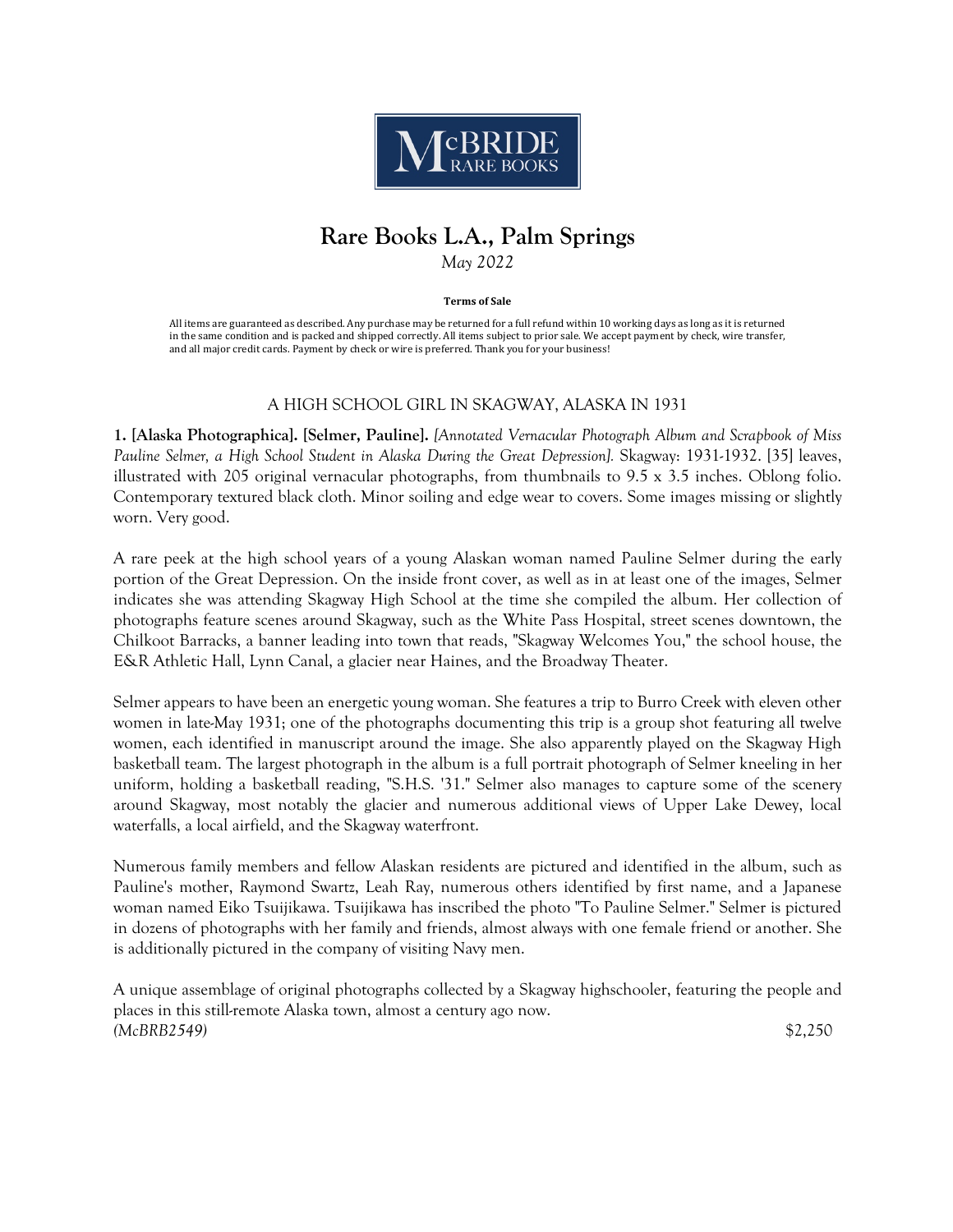McBRIDE RARE BOOKS

# Rare Books L.A., Palm Springs

*May 2022*

**Terms of Sale**

All items are guaranteed as described. Any purchase may be returned for a full refund within 10 working days as long as it is returned in the same condition and is packed and shipped correctly. All items subject to prior sale. We accept payment by check, wire transfer, and all major credit cards. Payment by check or wire is preferred. Thank you for your business!

## A HIGH SCHOOL GIRL IN SKAGWAY, ALASKA IN 1931

**1. [Alaska Photographica]. [Selmer, Pauline].** *[Annotated Vernacular Photograph Album and Scrapbook of Miss Pauline Selmer, a High School Student in Alaska During the Great Depression].* Skagway: 1931-1932. [35] leaves, illustrated with 205 original vernacular photographs, from thumbnails to 9.5 x 3.5 inches. Oblong folio. Contemporary textured black cloth. Minor soiling and edge wear to covers. Some images missing or slightly worn. Very good.

A rare peek at the high school years of a young Alaskan woman named Pauline Selmer during the early portion of the Great Depression. On the inside front cover, as well as in at least one of the images, Selmer indicates she was attending Skagway High School at the time she compiled the album. Her collection of photographs feature scenes around Skagway, such as the White Pass Hospital, street scenes downtown, the Chilkoot Barracks, a banner leading into town that reads, "Skagway Welcomes You," the school house, the E&R Athletic Hall, Lynn Canal, a glacier near Haines, and the Broadway Theater.

Selmer appears to have been an energetic young woman. She features a trip to Burro Creek with eleven other women in late-May 1931; one of the photographs documenting this trip is a group shot featuring all twelve women, each identified in manuscript around the image. She also apparently played on the Skagway High basketball team. The largest photograph in the album is a full portrait photograph of Selmer kneeling in her uniform, holding a basketball reading, "S.H.S. '31." Selmer also manages to capture some of the scenery around Skagway, most notably the glacier and numerous additional views of Upper Lake Dewey, local waterfalls, a local airfield, and the Skagway waterfront.

Numerous family members and fellow Alaskan residents are pictured and identified in the album, such as Pauline's mother, Raymond Swartz, Leah Ray, numerous others identified by first name, and a Japanese woman named Eiko Tsuijikawa. Tsuijikawa has inscribed the photo "To Pauline Selmer." Selmer is pictured in dozens of photographs with her family and friends, almost always with one female friend or another. She is additionally pictured in the company of visiting Navy men.

A unique assemblage of original photographs collected by a Skagway highschooler, featuring the people and places in this still-remote Alaska town, almost a century ago now.

*(McBRB2549)* $2,250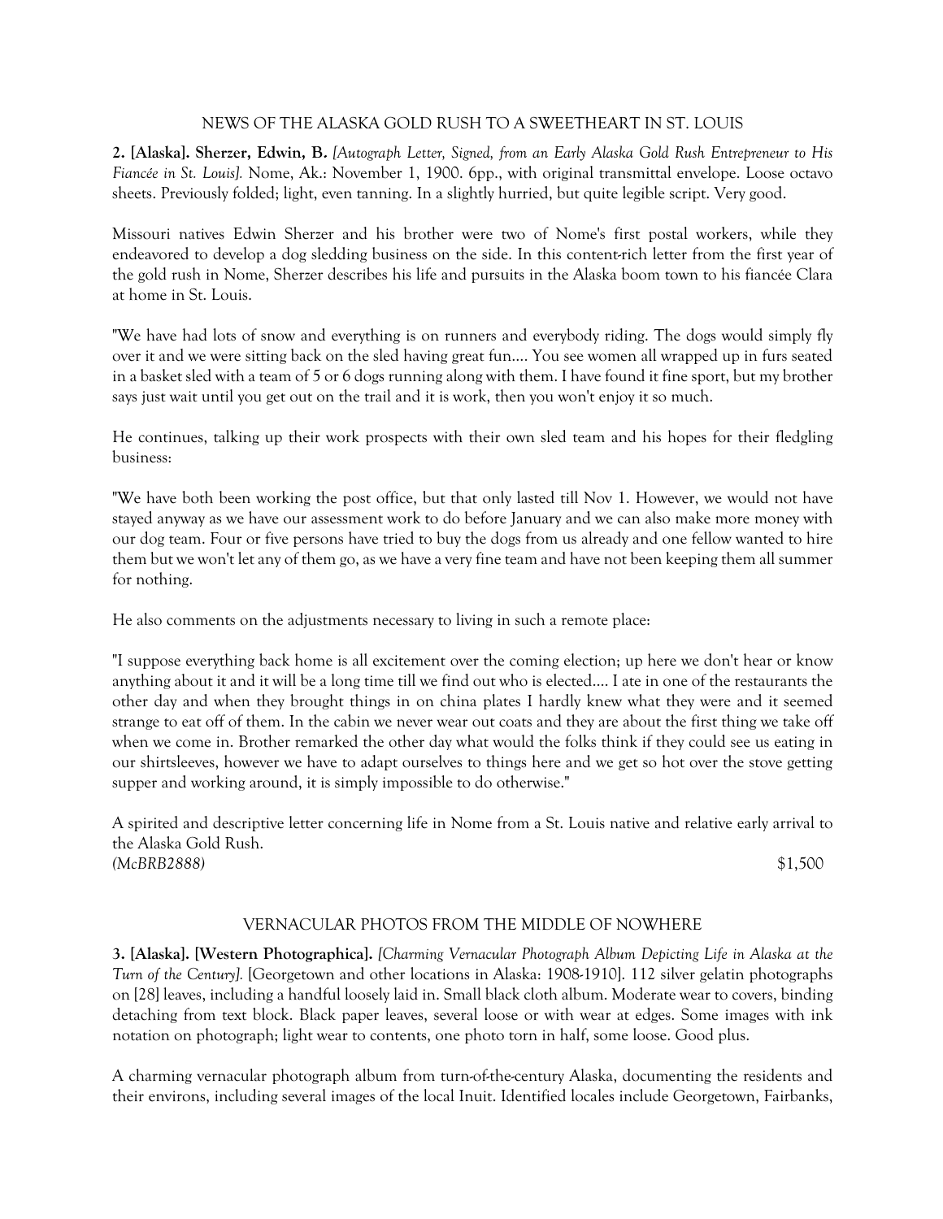## NEWS OF THE ALASKA GOLD RUSH TO A SWEETHEART IN ST. LOUIS

**2. [Alaska]. Sherzer, Edwin, B.** *[Autograph Letter, Signed, from an Early Alaska Gold Rush Entrepreneur to His Fiancée in St. Louis].* Nome, Ak.: November 1, 1900. 6pp., with original transmittal envelope. Loose octavo sheets. Previously folded; light, even tanning. In a slightly hurried, but quite legible script. Very good.

Missouri natives Edwin Sherzer and his brother were two of Nome's first postal workers, while they endeavored to develop a dog sledding business on the side. In this content-rich letter from the first year of the gold rush in Nome, Sherzer describes his life and pursuits in the Alaska boom town to his fiancée Clara at home in St. Louis.

"We have had lots of snow and everything is on runners and everybody riding. The dogs would simply fly over it and we were sitting back on the sled having great fun.... You see women all wrapped up in furs seated in a basket sled with a team of 5 or 6 dogs running along with them. I have found it fine sport, but my brother says just wait until you get out on the trail and it is work, then you won't enjoy it so much.

He continues, talking up their work prospects with their own sled team and his hopes for their fledgling business:

"We have both been working the post office, but that only lasted till Nov 1. However, we would not have stayed anyway as we have our assessment work to do before January and we can also make more money with our dog team. Four or five persons have tried to buy the dogs from us already and one fellow wanted to hire them but we won't let any of them go, as we have a very fine team and have not been keeping them all summer for nothing.

He also comments on the adjustments necessary to living in such a remote place:

"I suppose everything back home is all excitement over the coming election; up here we don't hear or know anything about it and it will be a long time till we find out who is elected.... I ate in one of the restaurants the other day and when they brought things in on china plates I hardly knew what they were and it seemed strange to eat off of them. In the cabin we never wear out coats and they are about the first thing we take off when we come in. Brother remarked the other day what would the folks think if they could see us eating in our shirtsleeves, however we have to adapt ourselves to things here and we get so hot over the stove getting supper and working around, it is simply impossible to do otherwise."

A spirited and descriptive letter concerning life in Nome from a St. Louis native and relative early arrival to the Alaska Gold Rush.

*(McBRB2888)* $1,500

## VERNACULAR PHOTOS FROM THE MIDDLE OF NOWHERE

**3. [Alaska]. [Western Photographica].** *[Charming Vernacular Photograph Album Depicting Life in Alaska at the Turn of the Century].* [Georgetown and other locations in Alaska: 1908-1910]. 112 silver gelatin photographs on [28] leaves, including a handful loosely laid in. Small black cloth album. Moderate wear to covers, binding detaching from text block. Black paper leaves, several loose or with wear at edges. Some images with ink notation on photograph; light wear to contents, one photo torn in half, some loose. Good plus.

A charming vernacular photograph album from turn-of-the-century Alaska, documenting the residents and their environs, including several images of the local Inuit. Identified locales include Georgetown, Fairbanks,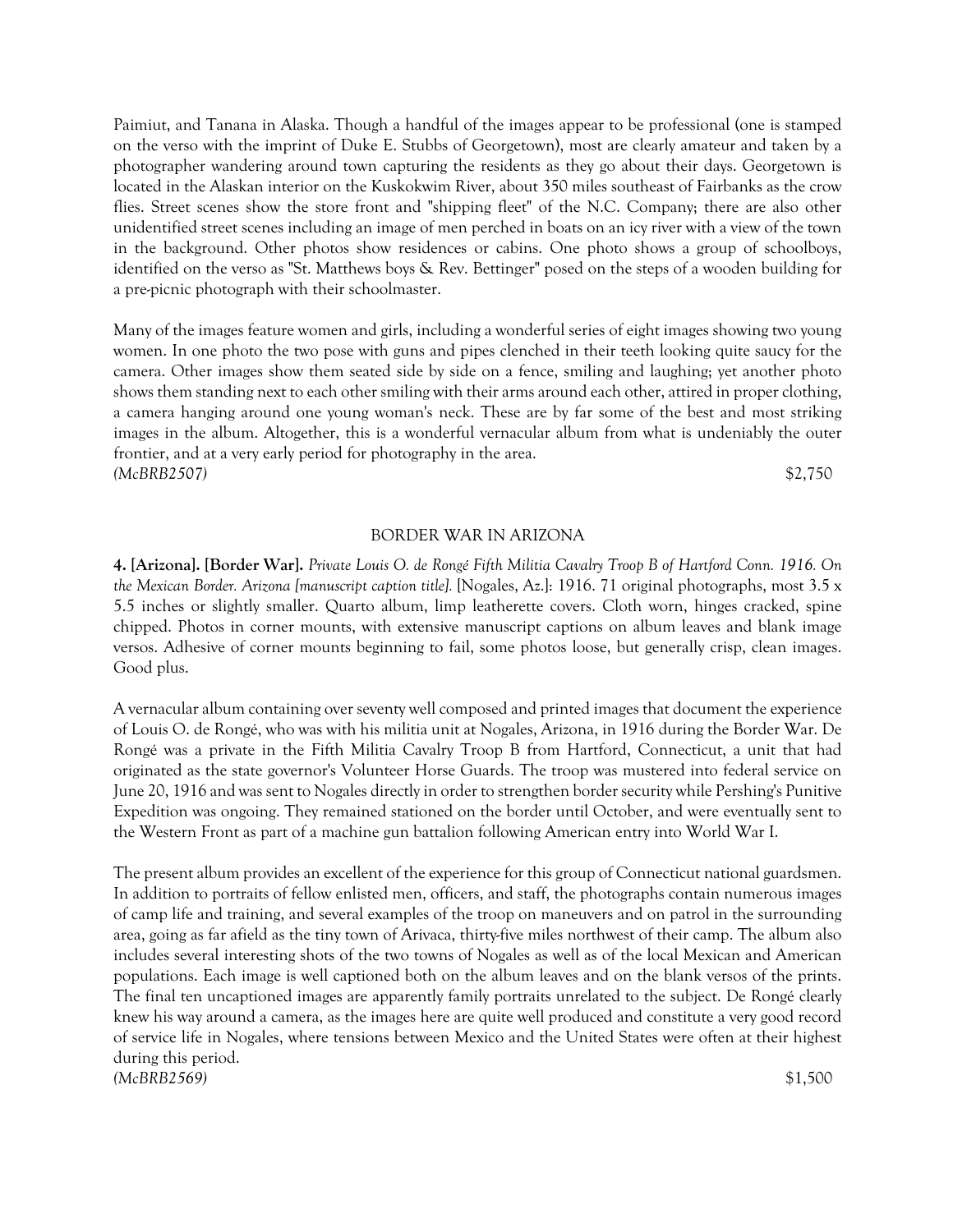Paimiut, and Tanana in Alaska. Though a handful of the images appear to be professional (one is stamped on the verso with the imprint of Duke E. Stubbs of Georgetown), most are clearly amateur and taken by a photographer wandering around town capturing the residents as they go about their days. Georgetown is located in the Alaskan interior on the Kuskokwim River, about 350 miles southeast of Fairbanks as the crow flies. Street scenes show the store front and "shipping fleet" of the N.C. Company; there are also other unidentified street scenes including an image of men perched in boats on an icy river with a view of the town in the background. Other photos show residences or cabins. One photo shows a group of schoolboys, identified on the verso as "St. Matthews boys & Rev. Bettinger" posed on the steps of a wooden building for a pre-picnic photograph with their schoolmaster.

Many of the images feature women and girls, including a wonderful series of eight images showing two young women. In one photo the two pose with guns and pipes clenched in their teeth looking quite saucy for the camera. Other images show them seated side by side on a fence, smiling and laughing; yet another photo shows them standing next to each other smiling with their arms around each other, attired in proper clothing, a camera hanging around one young woman's neck. These are by far some of the best and most striking images in the album. Altogether, this is a wonderful vernacular album from what is undeniably the outer frontier, and at a very early period for photography in the area.

*(McBRB2507)* $2,750

## BORDER WAR IN ARIZONA

**4. [Arizona]. [Border War].** *Private Louis O. de Rongé Fifth Militia Cavalry Troop B of Hartford Conn. 1916. On the Mexican Border. Arizona [manuscript caption title].* [Nogales, Az.]: 1916. 71 original photographs, most 3.5 x 5.5 inches or slightly smaller. Quarto album, limp leatherette covers. Cloth worn, hinges cracked, spine chipped. Photos in corner mounts, with extensive manuscript captions on album leaves and blank image versos. Adhesive of corner mounts beginning to fail, some photos loose, but generally crisp, clean images. Good plus.

A vernacular album containing over seventy well composed and printed images that document the experience of Louis O. de Rongé, who was with his militia unit at Nogales, Arizona, in 1916 during the Border War. De Rongé was a private in the Fifth Militia Cavalry Troop B from Hartford, Connecticut, a unit that had originated as the state governor's Volunteer Horse Guards. The troop was mustered into federal service on June 20, 1916 and was sent to Nogales directly in order to strengthen border security while Pershing's Punitive Expedition was ongoing. They remained stationed on the border until October, and were eventually sent to the Western Front as part of a machine gun battalion following American entry into World War I.

The present album provides an excellent of the experience for this group of Connecticut national guardsmen. In addition to portraits of fellow enlisted men, officers, and staff, the photographs contain numerous images of camp life and training, and several examples of the troop on maneuvers and on patrol in the surrounding area, going as far afield as the tiny town of Arivaca, thirty-five miles northwest of their camp. The album also includes several interesting shots of the two towns of Nogales as well as of the local Mexican and American populations. Each image is well captioned both on the album leaves and on the blank versos of the prints. The final ten uncaptioned images are apparently family portraits unrelated to the subject. De Rongé clearly knew his way around a camera, as the images here are quite well produced and constitute a very good record of service life in Nogales, where tensions between Mexico and the United States were often at their highest during this period.

*(McBRB2569)* $1,500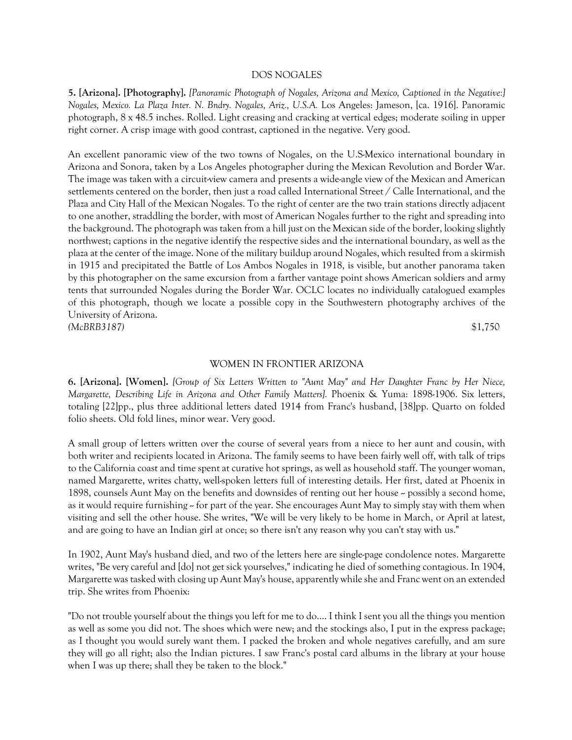## DOS NOGALES

**5. [Arizona]. [Photography].** *[Panoramic Photograph of Nogales, Arizona and Mexico, Captioned in the Negative:] Nogales, Mexico. La Plaza Inter. N. Bndry. Nogales, Ariz., U.S.A.* Los Angeles: Jameson, [ca. 1916]. Panoramic photograph, 8 x 48.5 inches. Rolled. Light creasing and cracking at vertical edges; moderate soiling in upper right corner. A crisp image with good contrast, captioned in the negative. Very good.

An excellent panoramic view of the two towns of Nogales, on the U.S-Mexico international boundary in Arizona and Sonora, taken by a Los Angeles photographer during the Mexican Revolution and Border War. The image was taken with a circuit-view camera and presents a wide-angle view of the Mexican and American settlements centered on the border, then just a road called International Street / Calle International, and the Plaza and City Hall of the Mexican Nogales. To the right of center are the two train stations directly adjacent to one another, straddling the border, with most of American Nogales further to the right and spreading into the background. The photograph was taken from a hill just on the Mexican side of the border, looking slightly northwest; captions in the negative identify the respective sides and the international boundary, as well as the plaza at the center of the image. None of the military buildup around Nogales, which resulted from a skirmish in 1915 and precipitated the Battle of Los Ambos Nogales in 1918, is visible, but another panorama taken by this photographer on the same excursion from a farther vantage point shows American soldiers and army tents that surrounded Nogales during the Border War. OCLC locates no individually catalogued examples of this photograph, though we locate a possible copy in the Southwestern photography archives of the University of Arizona.

*(McBRB3187)* $1,750

## WOMEN IN FRONTIER ARIZONA

**6. [Arizona]. [Women].** *[Group of Six Letters Written to "Aunt May" and Her Daughter Franc by Her Niece, Margarette, Describing Life in Arizona and Other Family Matters].* Phoenix & Yuma: 1898-1906. Six letters, totaling [22]pp., plus three additional letters dated 1914 from Franc's husband, [38]pp. Quarto on folded folio sheets. Old fold lines, minor wear. Very good.

A small group of letters written over the course of several years from a niece to her aunt and cousin, with both writer and recipients located in Arizona. The family seems to have been fairly well off, with talk of trips to the California coast and time spent at curative hot springs, as well as household staff. The younger woman, named Margarette, writes chatty, well-spoken letters full of interesting details. Her first, dated at Phoenix in 1898, counsels Aunt May on the benefits and downsides of renting out her house -- possibly a second home, as it would require furnishing -- for part of the year. She encourages Aunt May to simply stay with them when visiting and sell the other house. She writes, "We will be very likely to be home in March, or April at latest, and are going to have an Indian girl at once; so there isn't any reason why you can't stay with us."

In 1902, Aunt May's husband died, and two of the letters here are single-page condolence notes. Margarette writes, "Be very careful and [do] not get sick yourselves," indicating he died of something contagious. In 1904, Margarette was tasked with closing up Aunt May's house, apparently while she and Franc went on an extended trip. She writes from Phoenix:

"Do not trouble yourself about the things you left for me to do.... I think I sent you all the things you mention as well as some you did not. The shoes which were new; and the stockings also, I put in the express package; as I thought you would surely want them. I packed the broken and whole negatives carefully, and am sure they will go all right; also the Indian pictures. I saw Franc's postal card albums in the library at your house when I was up there; shall they be taken to the block."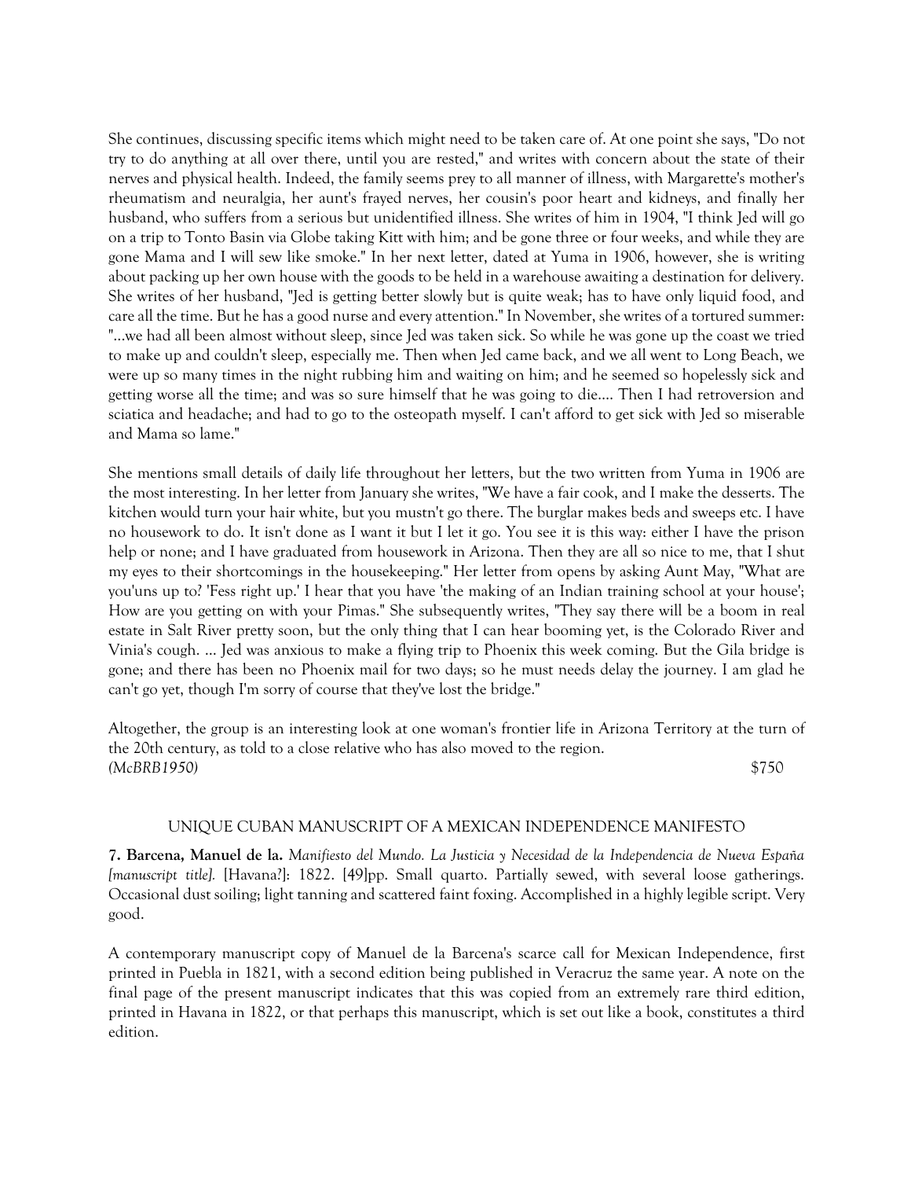She continues, discussing specific items which might need to be taken care of. At one point she says, "Do not try to do anything at all over there, until you are rested," and writes with concern about the state of their nerves and physical health. Indeed, the family seems prey to all manner of illness, with Margarette's mother's rheumatism and neuralgia, her aunt's frayed nerves, her cousin's poor heart and kidneys, and finally her husband, who suffers from a serious but unidentified illness. She writes of him in 1904, "I think Jed will go on a trip to Tonto Basin via Globe taking Kitt with him; and be gone three or four weeks, and while they are gone Mama and I will sew like smoke." In her next letter, dated at Yuma in 1906, however, she is writing about packing up her own house with the goods to be held in a warehouse awaiting a destination for delivery. She writes of her husband, "Jed is getting better slowly but is quite weak; has to have only liquid food, and care all the time. But he has a good nurse and every attention." In November, she writes of a tortured summer: "...we had all been almost without sleep, since Jed was taken sick. So while he was gone up the coast we tried to make up and couldn't sleep, especially me. Then when Jed came back, and we all went to Long Beach, we were up so many times in the night rubbing him and waiting on him; and he seemed so hopelessly sick and getting worse all the time; and was so sure himself that he was going to die.... Then I had retroversion and sciatica and headache; and had to go to the osteopath myself. I can't afford to get sick with Jed so miserable and Mama so lame."

She mentions small details of daily life throughout her letters, but the two written from Yuma in 1906 are the most interesting. In her letter from January she writes, "We have a fair cook, and I make the desserts. The kitchen would turn your hair white, but you mustn't go there. The burglar makes beds and sweeps etc. I have no housework to do. It isn't done as I want it but I let it go. You see it is this way: either I have the prison help or none; and I have graduated from housework in Arizona. Then they are all so nice to me, that I shut my eyes to their shortcomings in the housekeeping." Her letter from opens by asking Aunt May, "What are you'uns up to? 'Fess right up.' I hear that you have 'the making of an Indian training school at your house'; How are you getting on with your Pimas." She subsequently writes, "They say there will be a boom in real estate in Salt River pretty soon, but the only thing that I can hear booming yet, is the Colorado River and Vinia's cough. ... Jed was anxious to make a flying trip to Phoenix this week coming. But the Gila bridge is gone; and there has been no Phoenix mail for two days; so he must needs delay the journey. I am glad he can't go yet, though I'm sorry of course that they've lost the bridge."

Altogether, the group is an interesting look at one woman's frontier life in Arizona Territory at the turn of the 20th century, as told to a close relative who has also moved to the region.
*(McBRB1950)* $750

## UNIQUE CUBAN MANUSCRIPT OF A MEXICAN INDEPENDENCE MANIFESTO

**7. Barcena, Manuel de la.** *Manifiesto del Mundo. La Justicia y Necesidad de la Independencia de Nueva España [manuscript title].* [Havana?]: 1822. [49]pp. Small quarto. Partially sewed, with several loose gatherings. Occasional dust soiling; light tanning and scattered faint foxing. Accomplished in a highly legible script. Very good.

A contemporary manuscript copy of Manuel de la Barcena's scarce call for Mexican Independence, first printed in Puebla in 1821, with a second edition being published in Veracruz the same year. A note on the final page of the present manuscript indicates that this was copied from an extremely rare third edition, printed in Havana in 1822, or that perhaps this manuscript, which is set out like a book, constitutes a third edition.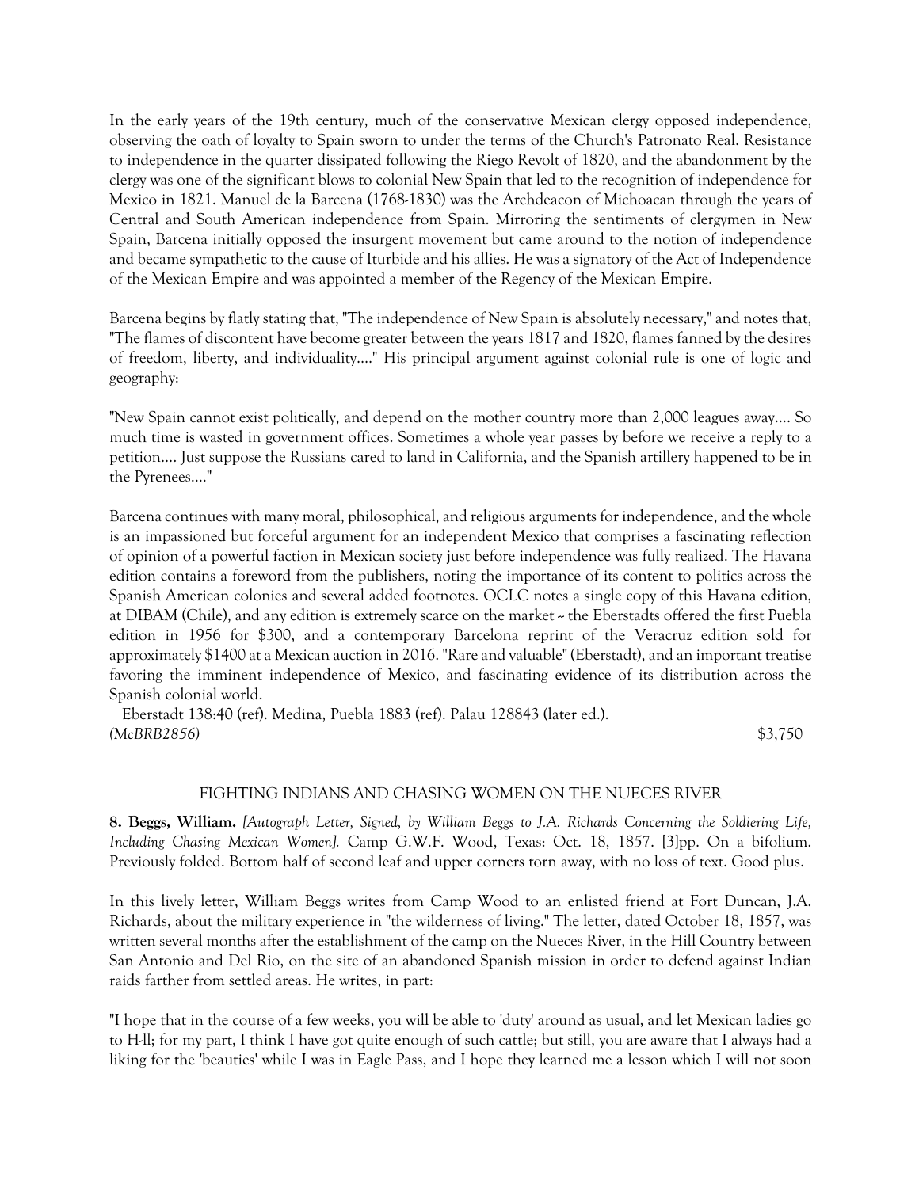In the early years of the 19th century, much of the conservative Mexican clergy opposed independence, observing the oath of loyalty to Spain sworn to under the terms of the Church's Patronato Real. Resistance to independence in the quarter dissipated following the Riego Revolt of 1820, and the abandonment by the clergy was one of the significant blows to colonial New Spain that led to the recognition of independence for Mexico in 1821. Manuel de la Barcena (1768-1830) was the Archdeacon of Michoacan through the years of Central and South American independence from Spain. Mirroring the sentiments of clergymen in New Spain, Barcena initially opposed the insurgent movement but came around to the notion of independence and became sympathetic to the cause of Iturbide and his allies. He was a signatory of the Act of Independence of the Mexican Empire and was appointed a member of the Regency of the Mexican Empire.

Barcena begins by flatly stating that, "The independence of New Spain is absolutely necessary," and notes that, "The flames of discontent have become greater between the years 1817 and 1820, flames fanned by the desires of freedom, liberty, and individuality...." His principal argument against colonial rule is one of logic and geography:

"New Spain cannot exist politically, and depend on the mother country more than 2,000 leagues away.... So much time is wasted in government offices. Sometimes a whole year passes by before we receive a reply to a petition.... Just suppose the Russians cared to land in California, and the Spanish artillery happened to be in the Pyrenees...."

Barcena continues with many moral, philosophical, and religious arguments for independence, and the whole is an impassioned but forceful argument for an independent Mexico that comprises a fascinating reflection of opinion of a powerful faction in Mexican society just before independence was fully realized. The Havana edition contains a foreword from the publishers, noting the importance of its content to politics across the Spanish American colonies and several added footnotes. OCLC notes a single copy of this Havana edition, at DIBAM (Chile), and any edition is extremely scarce on the market ~ the Eberstadts offered the first Puebla edition in 1956 for $300, and a contemporary Barcelona reprint of the Veracruz edition sold for approximately $1400 at a Mexican auction in 2016. "Rare and valuable" (Eberstadt), and an important treatise favoring the imminent independence of Mexico, and fascinating evidence of its distribution across the Spanish colonial world.

Eberstadt 138:40 (ref). Medina, Puebla 1883 (ref). Palau 128843 (later ed.).
*(McBRB2856)* $3,750

## FIGHTING INDIANS AND CHASING WOMEN ON THE NUECES RIVER

**8. Beggs, William.** *[Autograph Letter, Signed, by William Beggs to J.A. Richards Concerning the Soldiering Life, Including Chasing Mexican Women].* Camp G.W.F. Wood, Texas: Oct. 18, 1857. [3]pp. On a bifolium. Previously folded. Bottom half of second leaf and upper corners torn away, with no loss of text. Good plus.

In this lively letter, William Beggs writes from Camp Wood to an enlisted friend at Fort Duncan, J.A. Richards, about the military experience in "the wilderness of living." The letter, dated October 18, 1857, was written several months after the establishment of the camp on the Nueces River, in the Hill Country between San Antonio and Del Rio, on the site of an abandoned Spanish mission in order to defend against Indian raids farther from settled areas. He writes, in part:

"I hope that in the course of a few weeks, you will be able to 'duty' around as usual, and let Mexican ladies go to H-ll; for my part, I think I have got quite enough of such cattle; but still, you are aware that I always had a liking for the 'beauties' while I was in Eagle Pass, and I hope they learned me a lesson which I will not soon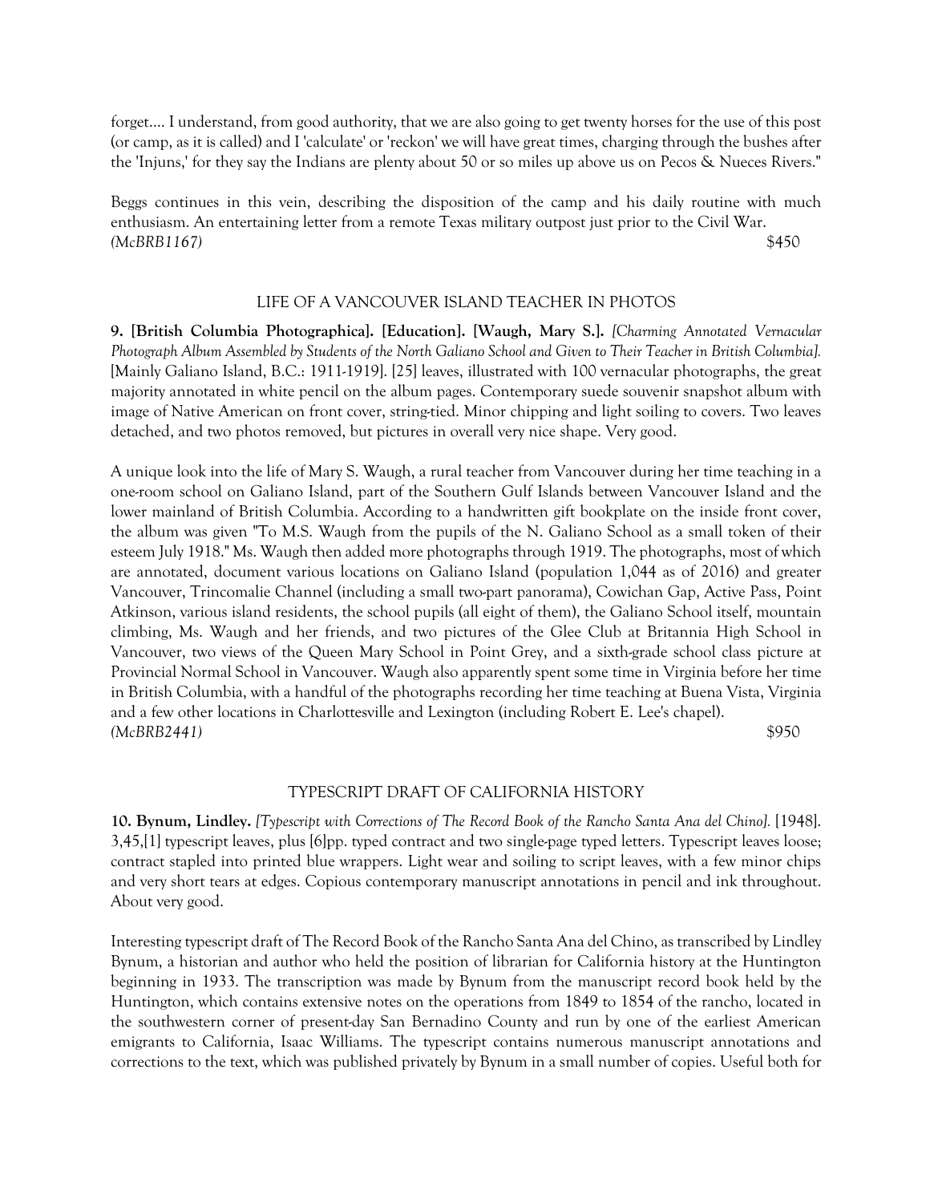forget.... I understand, from good authority, that we are also going to get twenty horses for the use of this post (or camp, as it is called) and I 'calculate' or 'reckon' we will have great times, charging through the bushes after the 'Injuns,' for they say the Indians are plenty about 50 or so miles up above us on Pecos & Nueces Rivers."

Beggs continues in this vein, describing the disposition of the camp and his daily routine with much enthusiasm. An entertaining letter from a remote Texas military outpost just prior to the Civil War.
*(McBRB1167)* $450

## LIFE OF A VANCOUVER ISLAND TEACHER IN PHOTOS

**9. [British Columbia Photographica]. [Education]. [Waugh, Mary S.].** *[Charming Annotated Vernacular Photograph Album Assembled by Students of the North Galiano School and Given to Their Teacher in British Columbia].* [Mainly Galiano Island, B.C.: 1911-1919]. [25] leaves, illustrated with 100 vernacular photographs, the great majority annotated in white pencil on the album pages. Contemporary suede souvenir snapshot album with image of Native American on front cover, string-tied. Minor chipping and light soiling to covers. Two leaves detached, and two photos removed, but pictures in overall very nice shape. Very good.

A unique look into the life of Mary S. Waugh, a rural teacher from Vancouver during her time teaching in a one-room school on Galiano Island, part of the Southern Gulf Islands between Vancouver Island and the lower mainland of British Columbia. According to a handwritten gift bookplate on the inside front cover, the album was given "To M.S. Waugh from the pupils of the N. Galiano School as a small token of their esteem July 1918." Ms. Waugh then added more photographs through 1919. The photographs, most of which are annotated, document various locations on Galiano Island (population 1,044 as of 2016) and greater Vancouver, Trincomalie Channel (including a small two-part panorama), Cowichan Gap, Active Pass, Point Atkinson, various island residents, the school pupils (all eight of them), the Galiano School itself, mountain climbing, Ms. Waugh and her friends, and two pictures of the Glee Club at Britannia High School in Vancouver, two views of the Queen Mary School in Point Grey, and a sixth-grade school class picture at Provincial Normal School in Vancouver. Waugh also apparently spent some time in Virginia before her time in British Columbia, with a handful of the photographs recording her time teaching at Buena Vista, Virginia and a few other locations in Charlottesville and Lexington (including Robert E. Lee's chapel).
*(McBRB2441)* $950

## TYPESCRIPT DRAFT OF CALIFORNIA HISTORY

**10. Bynum, Lindley.** *[Typescript with Corrections of The Record Book of the Rancho Santa Ana del Chino].* [1948]. 3,45,[1] typescript leaves, plus [6]pp. typed contract and two single-page typed letters. Typescript leaves loose; contract stapled into printed blue wrappers. Light wear and soiling to script leaves, with a few minor chips and very short tears at edges. Copious contemporary manuscript annotations in pencil and ink throughout. About very good.

Interesting typescript draft of The Record Book of the Rancho Santa Ana del Chino, as transcribed by Lindley Bynum, a historian and author who held the position of librarian for California history at the Huntington beginning in 1933. The transcription was made by Bynum from the manuscript record book held by the Huntington, which contains extensive notes on the operations from 1849 to 1854 of the rancho, located in the southwestern corner of present-day San Bernadino County and run by one of the earliest American emigrants to California, Isaac Williams. The typescript contains numerous manuscript annotations and corrections to the text, which was published privately by Bynum in a small number of copies. Useful both for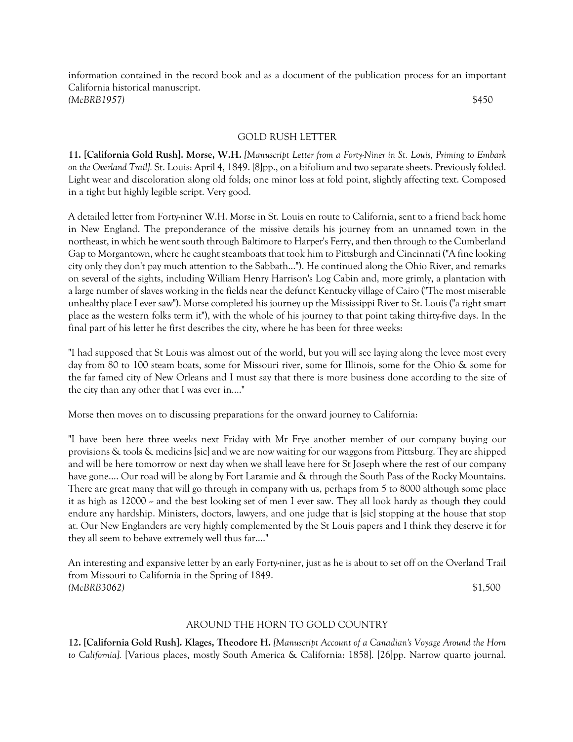information contained in the record book and as a document of the publication process for an important California historical manuscript.
*(McBRB1957)* $450

## GOLD RUSH LETTER

**11. [California Gold Rush]. Morse, W.H.** *[Manuscript Letter from a Forty-Niner in St. Louis, Priming to Embark on the Overland Trail].* St. Louis: April 4, 1849. [8]pp., on a bifolium and two separate sheets. Previously folded. Light wear and discoloration along old folds; one minor loss at fold point, slightly affecting text. Composed in a tight but highly legible script. Very good.

A detailed letter from Forty-niner W.H. Morse in St. Louis en route to California, sent to a friend back home in New England. The preponderance of the missive details his journey from an unnamed town in the northeast, in which he went south through Baltimore to Harper's Ferry, and then through to the Cumberland Gap to Morgantown, where he caught steamboats that took him to Pittsburgh and Cincinnati ("A fine looking city only they don't pay much attention to the Sabbath..."). He continued along the Ohio River, and remarks on several of the sights, including William Henry Harrison's Log Cabin and, more grimly, a plantation with a large number of slaves working in the fields near the defunct Kentucky village of Cairo ("The most miserable unhealthy place I ever saw"). Morse completed his journey up the Mississippi River to St. Louis ("a right smart place as the western folks term it"), with the whole of his journey to that point taking thirty-five days. In the final part of his letter he first describes the city, where he has been for three weeks:

"I had supposed that St Louis was almost out of the world, but you will see laying along the levee most every day from 80 to 100 steam boats, some for Missouri river, some for Illinois, some for the Ohio & some for the far famed city of New Orleans and I must say that there is more business done according to the size of the city than any other that I was ever in...."

Morse then moves on to discussing preparations for the onward journey to California:

"I have been here three weeks next Friday with Mr Frye another member of our company buying our provisions & tools & medicins [sic] and we are now waiting for our waggons from Pittsburg. They are shipped and will be here tomorrow or next day when we shall leave here for St Joseph where the rest of our company have gone.... Our road will be along by Fort Laramie and & through the South Pass of the Rocky Mountains. There are great many that will go through in company with us, perhaps from 5 to 8000 although some place it as high as 12000 -- and the best looking set of men I ever saw. They all look hardy as though they could endure any hardship. Ministers, doctors, lawyers, and one judge that is [sic] stopping at the house that stop at. Our New Englanders are very highly complemented by the St Louis papers and I think they deserve it for they all seem to behave extremely well thus far...."

An interesting and expansive letter by an early Forty-niner, just as he is about to set off on the Overland Trail from Missouri to California in the Spring of 1849.
*(McBRB3062)* $1,500

## AROUND THE HORN TO GOLD COUNTRY

**12. [California Gold Rush]. Klages, Theodore H.** *[Manuscript Account of a Canadian's Voyage Around the Horn to California].* [Various places, mostly South America & California: 1858]. [26]pp. Narrow quarto journal.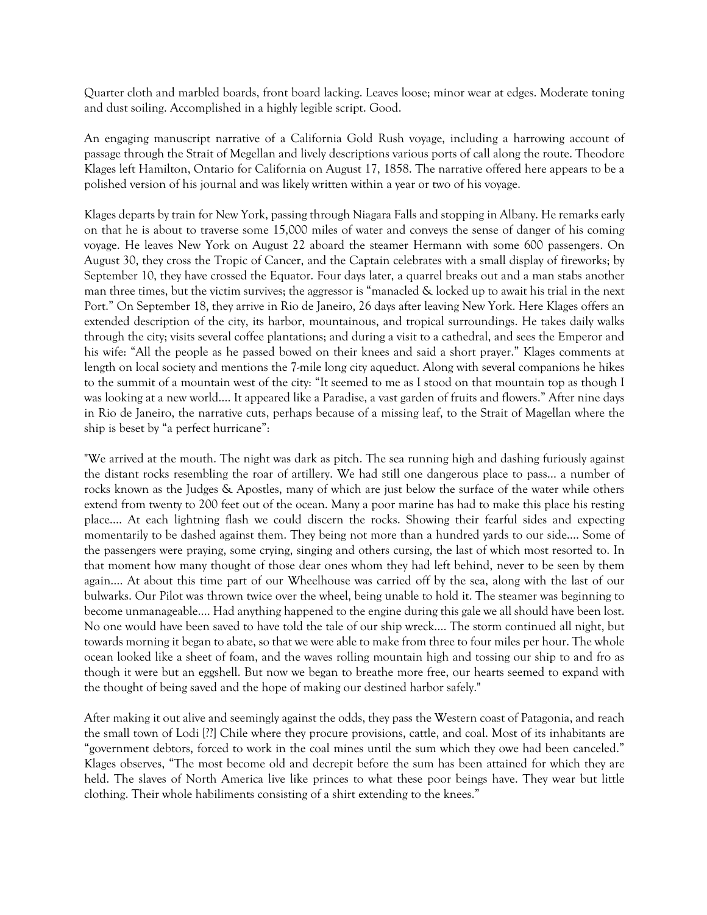Quarter cloth and marbled boards, front board lacking. Leaves loose; minor wear at edges. Moderate toning and dust soiling. Accomplished in a highly legible script. Good.

An engaging manuscript narrative of a California Gold Rush voyage, including a harrowing account of passage through the Strait of Megellan and lively descriptions various ports of call along the route. Theodore Klages left Hamilton, Ontario for California on August 17, 1858. The narrative offered here appears to be a polished version of his journal and was likely written within a year or two of his voyage.

Klages departs by train for New York, passing through Niagara Falls and stopping in Albany. He remarks early on that he is about to traverse some 15,000 miles of water and conveys the sense of danger of his coming voyage. He leaves New York on August 22 aboard the steamer Hermann with some 600 passengers. On August 30, they cross the Tropic of Cancer, and the Captain celebrates with a small display of fireworks; by September 10, they have crossed the Equator. Four days later, a quarrel breaks out and a man stabs another man three times, but the victim survives; the aggressor is "manacled & locked up to await his trial in the next Port." On September 18, they arrive in Rio de Janeiro, 26 days after leaving New York. Here Klages offers an extended description of the city, its harbor, mountainous, and tropical surroundings. He takes daily walks through the city; visits several coffee plantations; and during a visit to a cathedral, and sees the Emperor and his wife: "All the people as he passed bowed on their knees and said a short prayer." Klages comments at length on local society and mentions the 7-mile long city aqueduct. Along with several companions he hikes to the summit of a mountain west of the city: "It seemed to me as I stood on that mountain top as though I was looking at a new world.... It appeared like a Paradise, a vast garden of fruits and flowers." After nine days in Rio de Janeiro, the narrative cuts, perhaps because of a missing leaf, to the Strait of Magellan where the ship is beset by "a perfect hurricane":

"We arrived at the mouth. The night was dark as pitch. The sea running high and dashing furiously against the distant rocks resembling the roar of artillery. We had still one dangerous place to pass... a number of rocks known as the Judges & Apostles, many of which are just below the surface of the water while others extend from twenty to 200 feet out of the ocean. Many a poor marine has had to make this place his resting place.... At each lightning flash we could discern the rocks. Showing their fearful sides and expecting momentarily to be dashed against them. They being not more than a hundred yards to our side.... Some of the passengers were praying, some crying, singing and others cursing, the last of which most resorted to. In that moment how many thought of those dear ones whom they had left behind, never to be seen by them again.... At about this time part of our Wheelhouse was carried off by the sea, along with the last of our bulwarks. Our Pilot was thrown twice over the wheel, being unable to hold it. The steamer was beginning to become unmanageable.... Had anything happened to the engine during this gale we all should have been lost. No one would have been saved to have told the tale of our ship wreck.... The storm continued all night, but towards morning it began to abate, so that we were able to make from three to four miles per hour. The whole ocean looked like a sheet of foam, and the waves rolling mountain high and tossing our ship to and fro as though it were but an eggshell. But now we began to breathe more free, our hearts seemed to expand with the thought of being saved and the hope of making our destined harbor safely."

After making it out alive and seemingly against the odds, they pass the Western coast of Patagonia, and reach the small town of Lodi [??] Chile where they procure provisions, cattle, and coal. Most of its inhabitants are "government debtors, forced to work in the coal mines until the sum which they owe had been canceled." Klages observes, "The most become old and decrepit before the sum has been attained for which they are held. The slaves of North America live like princes to what these poor beings have. They wear but little clothing. Their whole habiliments consisting of a shirt extending to the knees."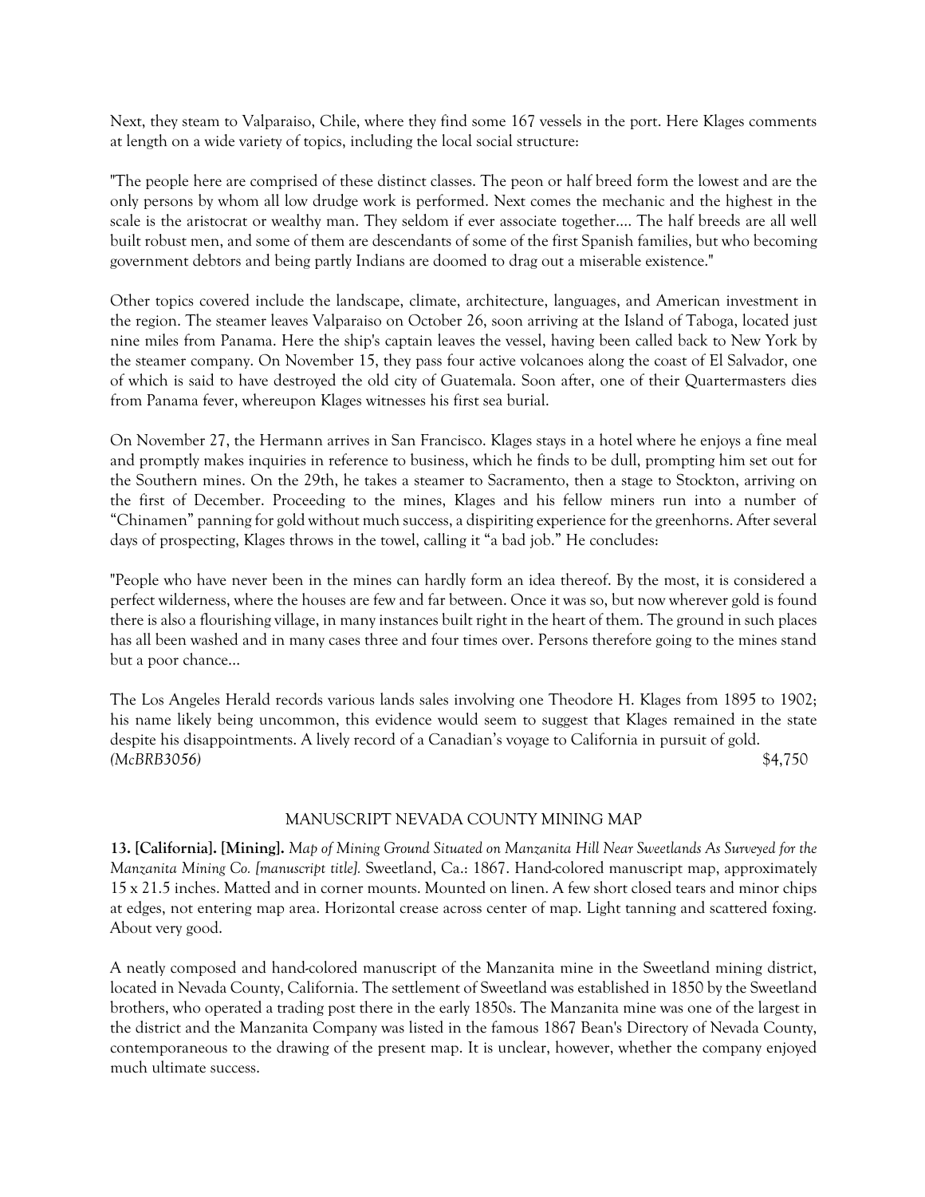Next, they steam to Valparaiso, Chile, where they find some 167 vessels in the port. Here Klages comments at length on a wide variety of topics, including the local social structure:

"The people here are comprised of these distinct classes. The peon or half breed form the lowest and are the only persons by whom all low drudge work is performed. Next comes the mechanic and the highest in the scale is the aristocrat or wealthy man. They seldom if ever associate together.... The half breeds are all well built robust men, and some of them are descendants of some of the first Spanish families, but who becoming government debtors and being partly Indians are doomed to drag out a miserable existence."

Other topics covered include the landscape, climate, architecture, languages, and American investment in the region. The steamer leaves Valparaiso on October 26, soon arriving at the Island of Taboga, located just nine miles from Panama. Here the ship's captain leaves the vessel, having been called back to New York by the steamer company. On November 15, they pass four active volcanoes along the coast of El Salvador, one of which is said to have destroyed the old city of Guatemala. Soon after, one of their Quartermasters dies from Panama fever, whereupon Klages witnesses his first sea burial.

On November 27, the Hermann arrives in San Francisco. Klages stays in a hotel where he enjoys a fine meal and promptly makes inquiries in reference to business, which he finds to be dull, prompting him set out for the Southern mines. On the 29th, he takes a steamer to Sacramento, then a stage to Stockton, arriving on the first of December. Proceeding to the mines, Klages and his fellow miners run into a number of "Chinamen" panning for gold without much success, a dispiriting experience for the greenhorns. After several days of prospecting, Klages throws in the towel, calling it "a bad job." He concludes:

"People who have never been in the mines can hardly form an idea thereof. By the most, it is considered a perfect wilderness, where the houses are few and far between. Once it was so, but now wherever gold is found there is also a flourishing village, in many instances built right in the heart of them. The ground in such places has all been washed and in many cases three and four times over. Persons therefore going to the mines stand but a poor chance...

The Los Angeles Herald records various lands sales involving one Theodore H. Klages from 1895 to 1902; his name likely being uncommon, this evidence would seem to suggest that Klages remained in the state despite his disappointments. A lively record of a Canadian's voyage to California in pursuit of gold.
*(McBRB3056)* $4,750

## MANUSCRIPT NEVADA COUNTY MINING MAP

**13. [California]. [Mining].** *Map of Mining Ground Situated on Manzanita Hill Near Sweetlands As Surveyed for the Manzanita Mining Co. [manuscript title].* Sweetland, Ca.: 1867. Hand-colored manuscript map, approximately 15 x 21.5 inches. Matted and in corner mounts. Mounted on linen. A few short closed tears and minor chips at edges, not entering map area. Horizontal crease across center of map. Light tanning and scattered foxing. About very good.

A neatly composed and hand-colored manuscript of the Manzanita mine in the Sweetland mining district, located in Nevada County, California. The settlement of Sweetland was established in 1850 by the Sweetland brothers, who operated a trading post there in the early 1850s. The Manzanita mine was one of the largest in the district and the Manzanita Company was listed in the famous 1867 Bean's Directory of Nevada County, contemporaneous to the drawing of the present map. It is unclear, however, whether the company enjoyed much ultimate success.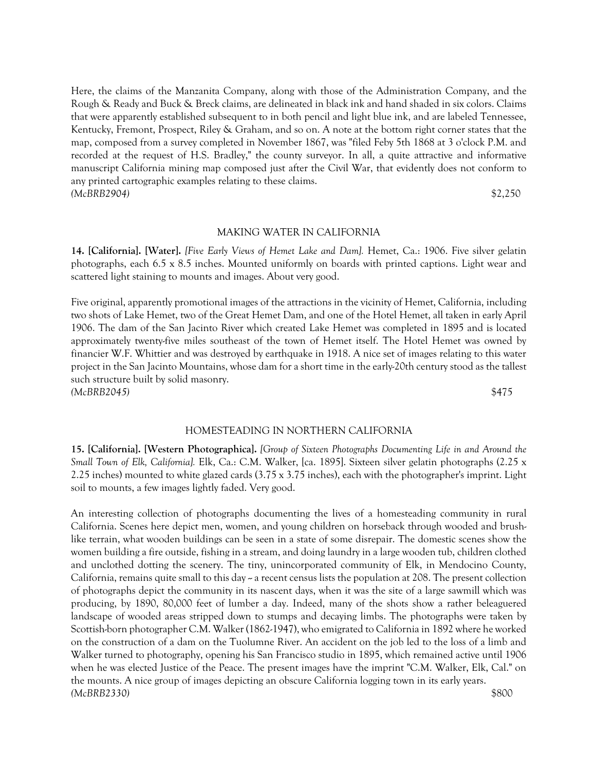Here, the claims of the Manzanita Company, along with those of the Administration Company, and the Rough & Ready and Buck & Breck claims, are delineated in black ink and hand shaded in six colors. Claims that were apparently established subsequent to in both pencil and light blue ink, and are labeled Tennessee, Kentucky, Fremont, Prospect, Riley & Graham, and so on. A note at the bottom right corner states that the map, composed from a survey completed in November 1867, was "filed Feby 5th 1868 at 3 o'clock P.M. and recorded at the request of H.S. Bradley," the county surveyor. In all, a quite attractive and informative manuscript California mining map composed just after the Civil War, that evidently does not conform to any printed cartographic examples relating to these claims.

*(McBRB2904)* $2,250

MAKING WATER IN CALIFORNIA

**14. [California]. [Water].** *[Five Early Views of Hemet Lake and Dam].* Hemet, Ca.: 1906. Five silver gelatin photographs, each 6.5 x 8.5 inches. Mounted uniformly on boards with printed captions. Light wear and scattered light staining to mounts and images. About very good.

Five original, apparently promotional images of the attractions in the vicinity of Hemet, California, including two shots of Lake Hemet, two of the Great Hemet Dam, and one of the Hotel Hemet, all taken in early April 1906. The dam of the San Jacinto River which created Lake Hemet was completed in 1895 and is located approximately twenty-five miles southeast of the town of Hemet itself. The Hotel Hemet was owned by financier W.F. Whittier and was destroyed by earthquake in 1918. A nice set of images relating to this water project in the San Jacinto Mountains, whose dam for a short time in the early-20th century stood as the tallest such structure built by solid masonry.

*(McBRB2045)* $475

HOMESTEADING IN NORTHERN CALIFORNIA

**15. [California]. [Western Photographica].** *[Group of Sixteen Photographs Documenting Life in and Around the Small Town of Elk, California].* Elk, Ca.: C.M. Walker, [ca. 1895]. Sixteen silver gelatin photographs (2.25 x 2.25 inches) mounted to white glazed cards (3.75 x 3.75 inches), each with the photographer's imprint. Light soil to mounts, a few images lightly faded. Very good.

An interesting collection of photographs documenting the lives of a homesteading community in rural California. Scenes here depict men, women, and young children on horseback through wooded and brush-like terrain, what wooden buildings can be seen in a state of some disrepair. The domestic scenes show the women building a fire outside, fishing in a stream, and doing laundry in a large wooden tub, children clothed and unclothed dotting the scenery. The tiny, unincorporated community of Elk, in Mendocino County, California, remains quite small to this day -- a recent census lists the population at 208. The present collection of photographs depict the community in its nascent days, when it was the site of a large sawmill which was producing, by 1890, 80,000 feet of lumber a day. Indeed, many of the shots show a rather beleaguered landscape of wooded areas stripped down to stumps and decaying limbs. The photographs were taken by Scottish-born photographer C.M. Walker (1862-1947), who emigrated to California in 1892 where he worked on the construction of a dam on the Tuolumne River. An accident on the job led to the loss of a limb and Walker turned to photography, opening his San Francisco studio in 1895, which remained active until 1906 when he was elected Justice of the Peace. The present images have the imprint "C.M. Walker, Elk, Cal." on the mounts. A nice group of images depicting an obscure California logging town in its early years.

*(McBRB2330)* $800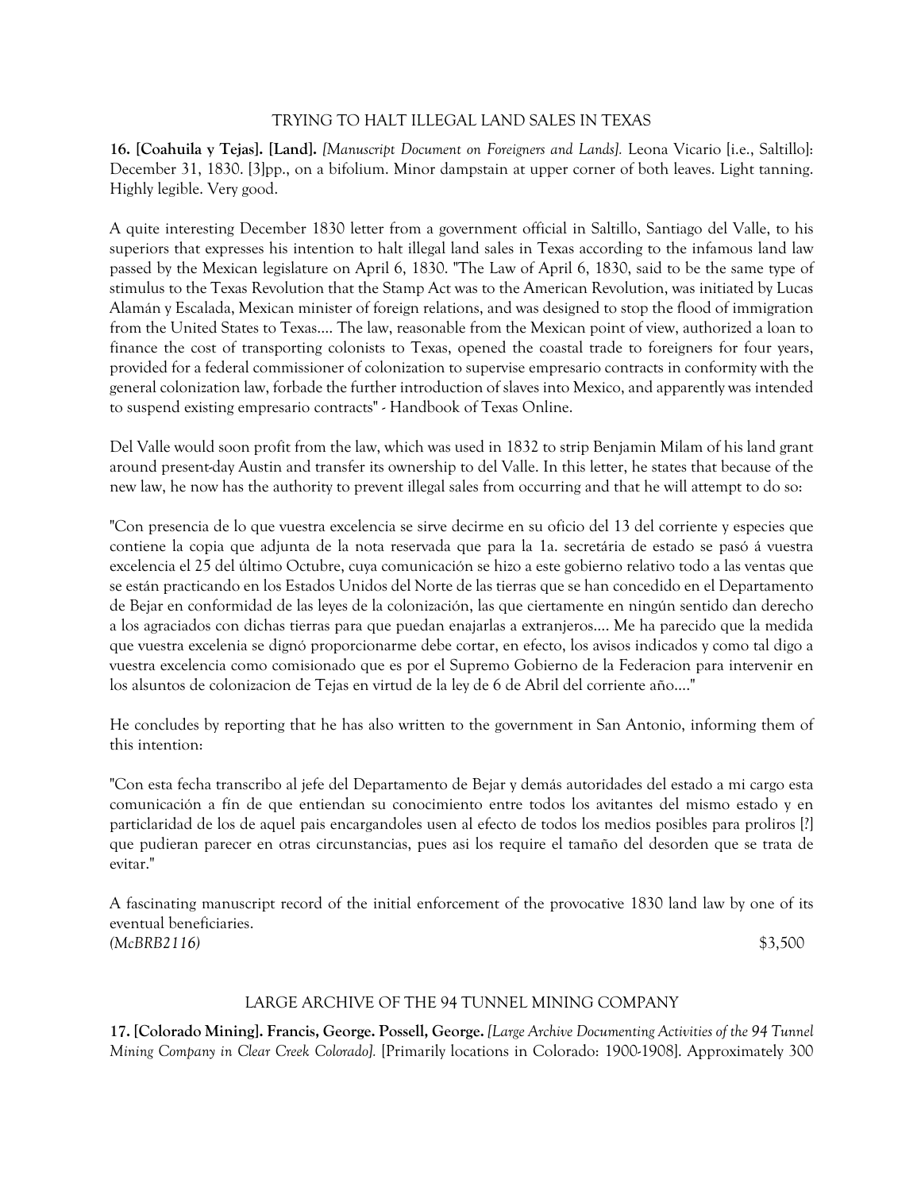## TRYING TO HALT ILLEGAL LAND SALES IN TEXAS

**16. [Coahuila y Tejas]. [Land].** *[Manuscript Document on Foreigners and Lands].* Leona Vicario [i.e., Saltillo]: December 31, 1830. [3]pp., on a bifolium. Minor dampstain at upper corner of both leaves. Light tanning. Highly legible. Very good.

A quite interesting December 1830 letter from a government official in Saltillo, Santiago del Valle, to his superiors that expresses his intention to halt illegal land sales in Texas according to the infamous land law passed by the Mexican legislature on April 6, 1830. "The Law of April 6, 1830, said to be the same type of stimulus to the Texas Revolution that the Stamp Act was to the American Revolution, was initiated by Lucas Alamán y Escalada, Mexican minister of foreign relations, and was designed to stop the flood of immigration from the United States to Texas.... The law, reasonable from the Mexican point of view, authorized a loan to finance the cost of transporting colonists to Texas, opened the coastal trade to foreigners for four years, provided for a federal commissioner of colonization to supervise empresario contracts in conformity with the general colonization law, forbade the further introduction of slaves into Mexico, and apparently was intended to suspend existing empresario contracts" - Handbook of Texas Online.

Del Valle would soon profit from the law, which was used in 1832 to strip Benjamin Milam of his land grant around present-day Austin and transfer its ownership to del Valle. In this letter, he states that because of the new law, he now has the authority to prevent illegal sales from occurring and that he will attempt to do so:

"Con presencia de lo que vuestra excelencia se sirve decirme en su oficio del 13 del corriente y especies que contiene la copia que adjunta de la nota reservada que para la 1a. secretária de estado se pasó á vuestra excelencia el 25 del último Octubre, cuya comunicación se hizo a este gobierno relativo todo a las ventas que se están practicando en los Estados Unidos del Norte de las tierras que se han concedido en el Departamento de Bejar en conformidad de las leyes de la colonización, las que ciertamente en ningún sentido dan derecho a los agraciados con dichas tierras para que puedan enajarlas a extranjeros.... Me ha parecido que la medida que vuestra excelenia se dignó proporcionarme debe cortar, en efecto, los avisos indicados y como tal digo a vuestra excelencia como comisionado que es por el Supremo Gobierno de la Federacion para intervenir en los alsuntos de colonizacion de Tejas en virtud de la ley de 6 de Abril del corriente año...."

He concludes by reporting that he has also written to the government in San Antonio, informing them of this intention:

"Con esta fecha transcribo al jefe del Departamento de Bejar y demás autoridades del estado a mi cargo esta comunicación a fín de que entiendan su conocimiento entre todos los avitantes del mismo estado y en particlaridad de los de aquel pais encargandoles usen al efecto de todos los medios posibles para proliros [?] que pudieran parecer en otras circunstancias, pues asi los require el tamaño del desorden que se trata de evitar."

A fascinating manuscript record of the initial enforcement of the provocative 1830 land law by one of its eventual beneficiaries.

*(McBRB2116)* $3,500

## LARGE ARCHIVE OF THE 94 TUNNEL MINING COMPANY

**17. [Colorado Mining]. Francis, George. Possell, George.** *[Large Archive Documenting Activities of the 94 Tunnel Mining Company in Clear Creek Colorado].* [Primarily locations in Colorado: 1900-1908]. Approximately 300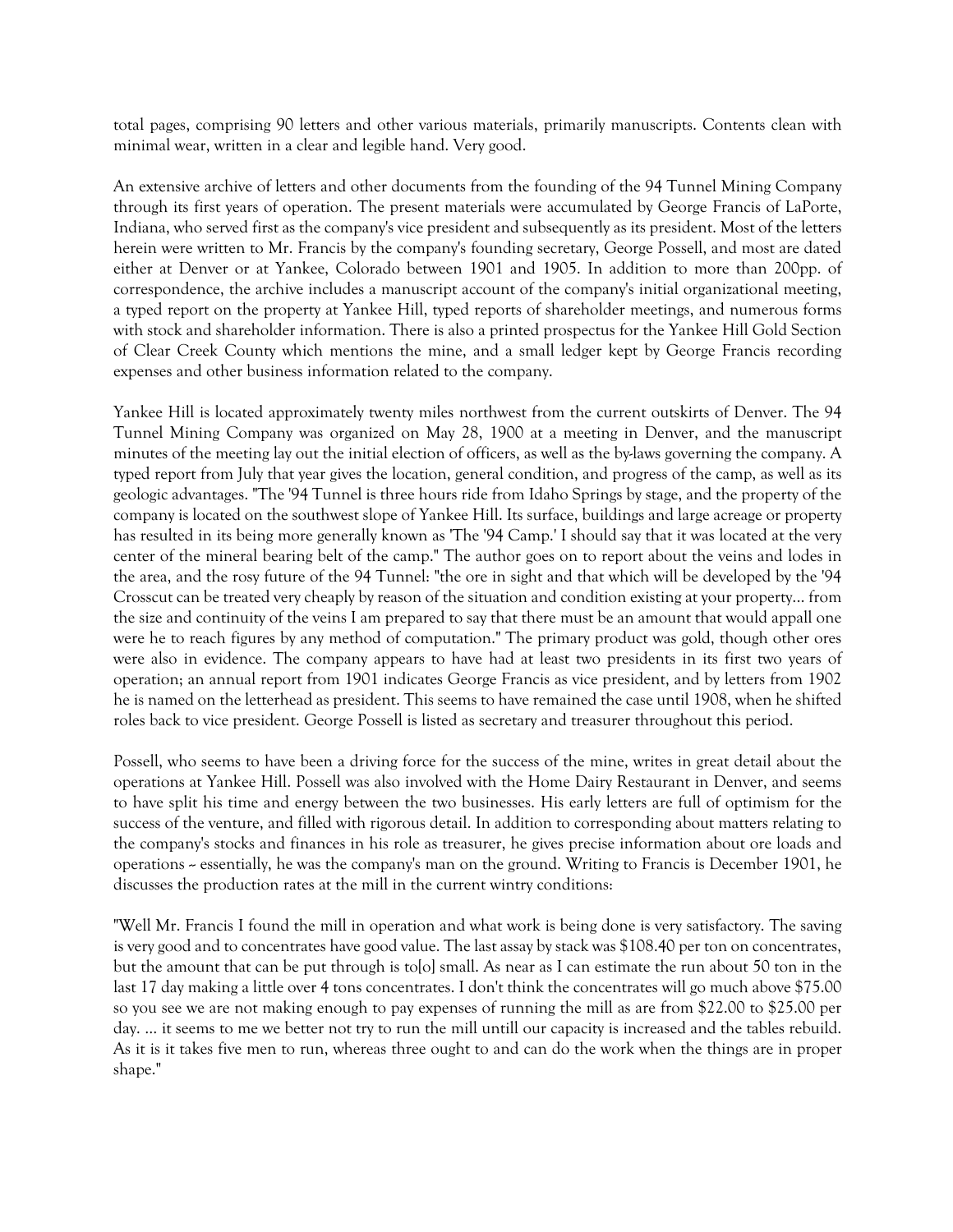total pages, comprising 90 letters and other various materials, primarily manuscripts. Contents clean with minimal wear, written in a clear and legible hand. Very good.

An extensive archive of letters and other documents from the founding of the 94 Tunnel Mining Company through its first years of operation. The present materials were accumulated by George Francis of LaPorte, Indiana, who served first as the company's vice president and subsequently as its president. Most of the letters herein were written to Mr. Francis by the company's founding secretary, George Possell, and most are dated either at Denver or at Yankee, Colorado between 1901 and 1905. In addition to more than 200pp. of correspondence, the archive includes a manuscript account of the company's initial organizational meeting, a typed report on the property at Yankee Hill, typed reports of shareholder meetings, and numerous forms with stock and shareholder information. There is also a printed prospectus for the Yankee Hill Gold Section of Clear Creek County which mentions the mine, and a small ledger kept by George Francis recording expenses and other business information related to the company.

Yankee Hill is located approximately twenty miles northwest from the current outskirts of Denver. The 94 Tunnel Mining Company was organized on May 28, 1900 at a meeting in Denver, and the manuscript minutes of the meeting lay out the initial election of officers, as well as the by-laws governing the company. A typed report from July that year gives the location, general condition, and progress of the camp, as well as its geologic advantages. "The '94 Tunnel is three hours ride from Idaho Springs by stage, and the property of the company is located on the southwest slope of Yankee Hill. Its surface, buildings and large acreage or property has resulted in its being more generally known as 'The '94 Camp.' I should say that it was located at the very center of the mineral bearing belt of the camp." The author goes on to report about the veins and lodes in the area, and the rosy future of the 94 Tunnel: "the ore in sight and that which will be developed by the '94 Crosscut can be treated very cheaply by reason of the situation and condition existing at your property... from the size and continuity of the veins I am prepared to say that there must be an amount that would appall one were he to reach figures by any method of computation." The primary product was gold, though other ores were also in evidence. The company appears to have had at least two presidents in its first two years of operation; an annual report from 1901 indicates George Francis as vice president, and by letters from 1902 he is named on the letterhead as president. This seems to have remained the case until 1908, when he shifted roles back to vice president. George Possell is listed as secretary and treasurer throughout this period.

Possell, who seems to have been a driving force for the success of the mine, writes in great detail about the operations at Yankee Hill. Possell was also involved with the Home Dairy Restaurant in Denver, and seems to have split his time and energy between the two businesses. His early letters are full of optimism for the success of the venture, and filled with rigorous detail. In addition to corresponding about matters relating to the company's stocks and finances in his role as treasurer, he gives precise information about ore loads and operations ~ essentially, he was the company's man on the ground. Writing to Francis is December 1901, he discusses the production rates at the mill in the current wintry conditions:

"Well Mr. Francis I found the mill in operation and what work is being done is very satisfactory. The saving is very good and to concentrates have good value. The last assay by stack was $108.40 per ton on concentrates, but the amount that can be put through is to[o] small. As near as I can estimate the run about 50 ton in the last 17 day making a little over 4 tons concentrates. I don't think the concentrates will go much above $75.00 so you see we are not making enough to pay expenses of running the mill as are from $22.00 to $25.00 per day. ... it seems to me we better not try to run the mill untill our capacity is increased and the tables rebuild. As it is it takes five men to run, whereas three ought to and can do the work when the things are in proper shape."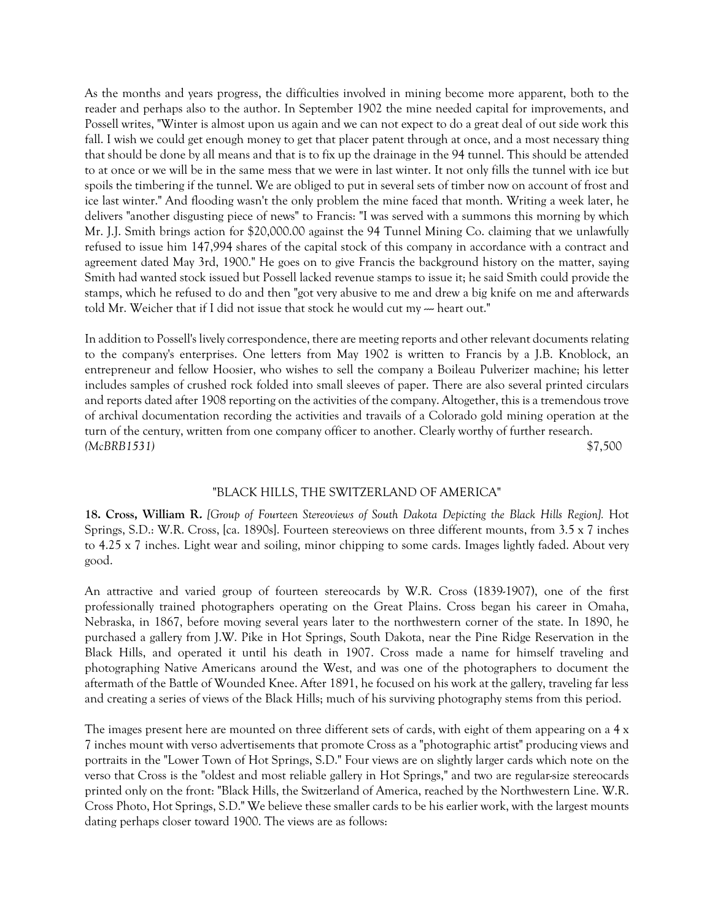As the months and years progress, the difficulties involved in mining become more apparent, both to the reader and perhaps also to the author. In September 1902 the mine needed capital for improvements, and Possell writes, "Winter is almost upon us again and we can not expect to do a great deal of out side work this fall. I wish we could get enough money to get that placer patent through at once, and a most necessary thing that should be done by all means and that is to fix up the drainage in the 94 tunnel. This should be attended to at once or we will be in the same mess that we were in last winter. It not only fills the tunnel with ice but spoils the timbering if the tunnel. We are obliged to put in several sets of timber now on account of frost and ice last winter." And flooding wasn't the only problem the mine faced that month. Writing a week later, he delivers "another disgusting piece of news" to Francis: "I was served with a summons this morning by which Mr. J.J. Smith brings action for $20,000.00 against the 94 Tunnel Mining Co. claiming that we unlawfully refused to issue him 147,994 shares of the capital stock of this company in accordance with a contract and agreement dated May 3rd, 1900." He goes on to give Francis the background history on the matter, saying Smith had wanted stock issued but Possell lacked revenue stamps to issue it; he said Smith could provide the stamps, which he refused to do and then "got very abusive to me and drew a big knife on me and afterwards told Mr. Weicher that if I did not issue that stock he would cut my --- heart out."

In addition to Possell's lively correspondence, there are meeting reports and other relevant documents relating to the company's enterprises. One letters from May 1902 is written to Francis by a J.B. Knoblock, an entrepreneur and fellow Hoosier, who wishes to sell the company a Boileau Pulverizer machine; his letter includes samples of crushed rock folded into small sleeves of paper. There are also several printed circulars and reports dated after 1908 reporting on the activities of the company. Altogether, this is a tremendous trove of archival documentation recording the activities and travails of a Colorado gold mining operation at the turn of the century, written from one company officer to another. Clearly worthy of further research.
*(McBRB1531)* $7,500

## "BLACK HILLS, THE SWITZERLAND OF AMERICA"

**18. Cross, William R.** *[Group of Fourteen Stereoviews of South Dakota Depicting the Black Hills Region].* Hot Springs, S.D.: W.R. Cross, [ca. 1890s]. Fourteen stereoviews on three different mounts, from 3.5 x 7 inches to 4.25 x 7 inches. Light wear and soiling, minor chipping to some cards. Images lightly faded. About very good.

An attractive and varied group of fourteen stereocards by W.R. Cross (1839-1907), one of the first professionally trained photographers operating on the Great Plains. Cross began his career in Omaha, Nebraska, in 1867, before moving several years later to the northwestern corner of the state. In 1890, he purchased a gallery from J.W. Pike in Hot Springs, South Dakota, near the Pine Ridge Reservation in the Black Hills, and operated it until his death in 1907. Cross made a name for himself traveling and photographing Native Americans around the West, and was one of the photographers to document the aftermath of the Battle of Wounded Knee. After 1891, he focused on his work at the gallery, traveling far less and creating a series of views of the Black Hills; much of his surviving photography stems from this period.

The images present here are mounted on three different sets of cards, with eight of them appearing on a 4 x 7 inches mount with verso advertisements that promote Cross as a "photographic artist" producing views and portraits in the "Lower Town of Hot Springs, S.D." Four views are on slightly larger cards which note on the verso that Cross is the "oldest and most reliable gallery in Hot Springs," and two are regular-size stereocards printed only on the front: "Black Hills, the Switzerland of America, reached by the Northwestern Line. W.R. Cross Photo, Hot Springs, S.D." We believe these smaller cards to be his earlier work, with the largest mounts dating perhaps closer toward 1900. The views are as follows: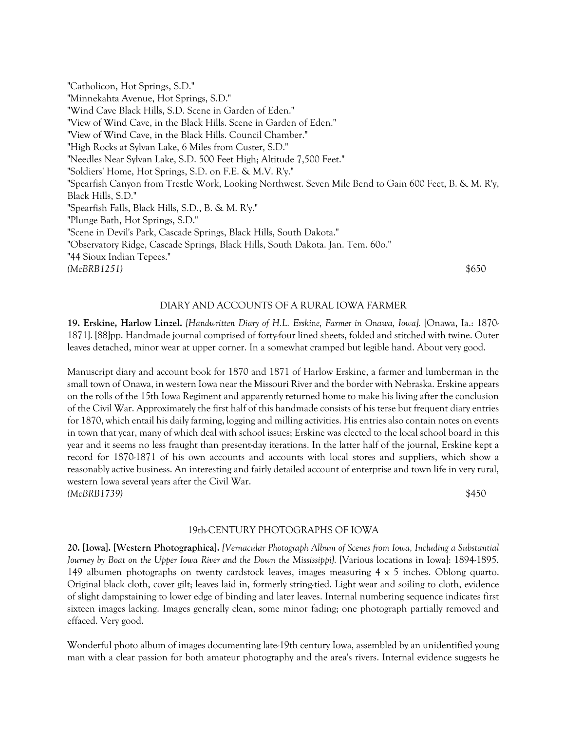"Catholicon, Hot Springs, S.D."
"Minnekahta Avenue, Hot Springs, S.D."
"Wind Cave Black Hills, S.D. Scene in Garden of Eden."
"View of Wind Cave, in the Black Hills. Scene in Garden of Eden."
"View of Wind Cave, in the Black Hills. Council Chamber."
"High Rocks at Sylvan Lake, 6 Miles from Custer, S.D."
"Needles Near Sylvan Lake, S.D. 500 Feet High; Altitude 7,500 Feet."
"Soldiers' Home, Hot Springs, S.D. on F.E. & M.V. R'y."
"Spearfish Canyon from Trestle Work, Looking Northwest. Seven Mile Bend to Gain 600 Feet, B. & M. R'y, Black Hills, S.D."
"Spearfish Falls, Black Hills, S.D., B. & M. R'y."
"Plunge Bath, Hot Springs, S.D."
"Scene in Devil's Park, Cascade Springs, Black Hills, South Dakota."
"Observatory Ridge, Cascade Springs, Black Hills, South Dakota. Jan. Tem. 60o."
"44 Sioux Indian Tepees."
*(McBRB1251)* $650

## DIARY AND ACCOUNTS OF A RURAL IOWA FARMER

**19. Erskine, Harlow Linzel.** *[Handwritten Diary of H.L. Erskine, Farmer in Onawa, Iowa].* [Onawa, Ia.: 1870-1871]. [88]pp. Handmade journal comprised of forty-four lined sheets, folded and stitched with twine. Outer leaves detached, minor wear at upper corner. In a somewhat cramped but legible hand. About very good.

Manuscript diary and account book for 1870 and 1871 of Harlow Erskine, a farmer and lumberman in the small town of Onawa, in western Iowa near the Missouri River and the border with Nebraska. Erskine appears on the rolls of the 15th Iowa Regiment and apparently returned home to make his living after the conclusion of the Civil War. Approximately the first half of this handmade consists of his terse but frequent diary entries for 1870, which entail his daily farming, logging and milling activities. His entries also contain notes on events in town that year, many of which deal with school issues; Erskine was elected to the local school board in this year and it seems no less fraught than present-day iterations. In the latter half of the journal, Erskine kept a record for 1870-1871 of his own accounts and accounts with local stores and suppliers, which show a reasonably active business. An interesting and fairly detailed account of enterprise and town life in very rural, western Iowa several years after the Civil War.
*(McBRB1739)* $450

## 19th-CENTURY PHOTOGRAPHS OF IOWA

**20. [Iowa]. [Western Photographica].** *[Vernacular Photograph Album of Scenes from Iowa, Including a Substantial Journey by Boat on the Upper Iowa River and the Down the Mississippi].* [Various locations in Iowa]: 1894-1895. 149 albumen photographs on twenty cardstock leaves, images measuring 4 x 5 inches. Oblong quarto. Original black cloth, cover gilt; leaves laid in, formerly string-tied. Light wear and soiling to cloth, evidence of slight dampstaining to lower edge of binding and later leaves. Internal numbering sequence indicates first sixteen images lacking. Images generally clean, some minor fading; one photograph partially removed and effaced. Very good.

Wonderful photo album of images documenting late-19th century Iowa, assembled by an unidentified young man with a clear passion for both amateur photography and the area's rivers. Internal evidence suggests he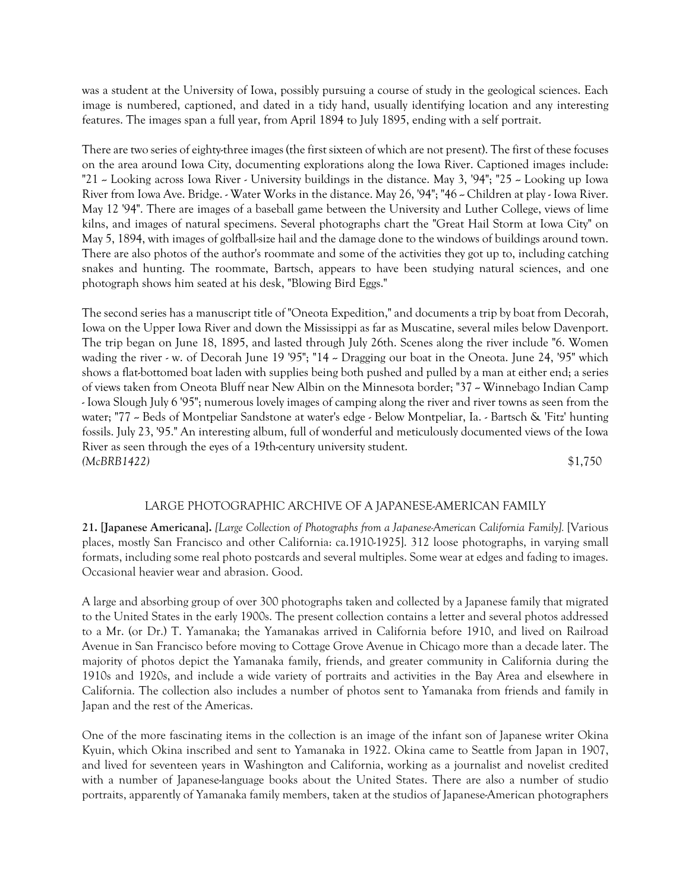was a student at the University of Iowa, possibly pursuing a course of study in the geological sciences. Each image is numbered, captioned, and dated in a tidy hand, usually identifying location and any interesting features. The images span a full year, from April 1894 to July 1895, ending with a self portrait.

There are two series of eighty-three images (the first sixteen of which are not present). The first of these focuses on the area around Iowa City, documenting explorations along the Iowa River. Captioned images include: "21 ~ Looking across Iowa River - University buildings in the distance. May 3, '94"; "25 ~ Looking up Iowa River from Iowa Ave. Bridge. - Water Works in the distance. May 26, '94"; "46 ~ Children at play - Iowa River. May 12 '94". There are images of a baseball game between the University and Luther College, views of lime kilns, and images of natural specimens. Several photographs chart the "Great Hail Storm at Iowa City" on May 5, 1894, with images of golfball-size hail and the damage done to the windows of buildings around town. There are also photos of the author's roommate and some of the activities they got up to, including catching snakes and hunting. The roommate, Bartsch, appears to have been studying natural sciences, and one photograph shows him seated at his desk, "Blowing Bird Eggs."

The second series has a manuscript title of "Oneota Expedition," and documents a trip by boat from Decorah, Iowa on the Upper Iowa River and down the Mississippi as far as Muscatine, several miles below Davenport. The trip began on June 18, 1895, and lasted through July 26th. Scenes along the river include "6. Women wading the river - w. of Decorah June 19 '95"; "14 ~ Dragging our boat in the Oneota. June 24, '95" which shows a flat-bottomed boat laden with supplies being both pushed and pulled by a man at either end; a series of views taken from Oneota Bluff near New Albin on the Minnesota border; "37 ~ Winnebago Indian Camp - Iowa Slough July 6 '95"; numerous lovely images of camping along the river and river towns as seen from the water; "77 ~ Beds of Montpeliar Sandstone at water's edge - Below Montpeliar, Ia. - Bartsch & 'Fitz' hunting fossils. July 23, '95." An interesting album, full of wonderful and meticulously documented views of the Iowa River as seen through the eyes of a 19th-century university student.
*(McBRB1422)* $1,750

## LARGE PHOTOGRAPHIC ARCHIVE OF A JAPANESE-AMERICAN FAMILY

**21. [Japanese Americana].** *[Large Collection of Photographs from a Japanese-American California Family].* [Various places, mostly San Francisco and other California: ca.1910-1925]. 312 loose photographs, in varying small formats, including some real photo postcards and several multiples. Some wear at edges and fading to images. Occasional heavier wear and abrasion. Good.

A large and absorbing group of over 300 photographs taken and collected by a Japanese family that migrated to the United States in the early 1900s. The present collection contains a letter and several photos addressed to a Mr. (or Dr.) T. Yamanaka; the Yamanakas arrived in California before 1910, and lived on Railroad Avenue in San Francisco before moving to Cottage Grove Avenue in Chicago more than a decade later. The majority of photos depict the Yamanaka family, friends, and greater community in California during the 1910s and 1920s, and include a wide variety of portraits and activities in the Bay Area and elsewhere in California. The collection also includes a number of photos sent to Yamanaka from friends and family in Japan and the rest of the Americas.

One of the more fascinating items in the collection is an image of the infant son of Japanese writer Okina Kyuin, which Okina inscribed and sent to Yamanaka in 1922. Okina came to Seattle from Japan in 1907, and lived for seventeen years in Washington and California, working as a journalist and novelist credited with a number of Japanese-language books about the United States. There are also a number of studio portraits, apparently of Yamanaka family members, taken at the studios of Japanese-American photographers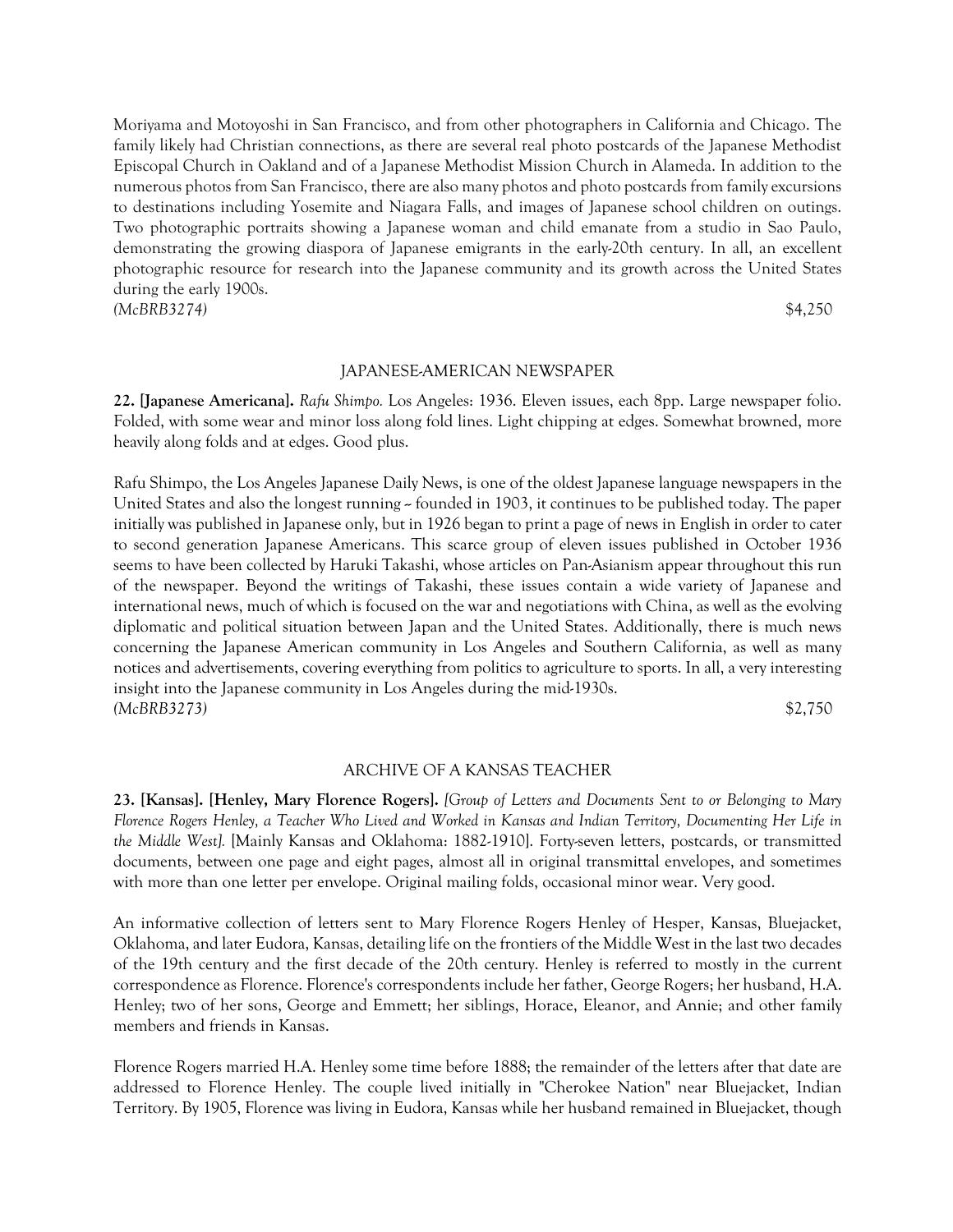Moriyama and Motoyoshi in San Francisco, and from other photographers in California and Chicago. The family likely had Christian connections, as there are several real photo postcards of the Japanese Methodist Episcopal Church in Oakland and of a Japanese Methodist Mission Church in Alameda. In addition to the numerous photos from San Francisco, there are also many photos and photo postcards from family excursions to destinations including Yosemite and Niagara Falls, and images of Japanese school children on outings. Two photographic portraits showing a Japanese woman and child emanate from a studio in Sao Paulo, demonstrating the growing diaspora of Japanese emigrants in the early-20th century. In all, an excellent photographic resource for research into the Japanese community and its growth across the United States during the early 1900s.
*(McBRB3274)* $4,250

## JAPANESE-AMERICAN NEWSPAPER

**22. [Japanese Americana].** *Rafu Shimpo.* Los Angeles: 1936. Eleven issues, each 8pp. Large newspaper folio. Folded, with some wear and minor loss along fold lines. Light chipping at edges. Somewhat browned, more heavily along folds and at edges. Good plus.

Rafu Shimpo, the Los Angeles Japanese Daily News, is one of the oldest Japanese language newspapers in the United States and also the longest running -- founded in 1903, it continues to be published today. The paper initially was published in Japanese only, but in 1926 began to print a page of news in English in order to cater to second generation Japanese Americans. This scarce group of eleven issues published in October 1936 seems to have been collected by Haruki Takashi, whose articles on Pan-Asianism appear throughout this run of the newspaper. Beyond the writings of Takashi, these issues contain a wide variety of Japanese and international news, much of which is focused on the war and negotiations with China, as well as the evolving diplomatic and political situation between Japan and the United States. Additionally, there is much news concerning the Japanese American community in Los Angeles and Southern California, as well as many notices and advertisements, covering everything from politics to agriculture to sports. In all, a very interesting insight into the Japanese community in Los Angeles during the mid-1930s.
*(McBRB3273)* $2,750

## ARCHIVE OF A KANSAS TEACHER

**23. [Kansas]. [Henley, Mary Florence Rogers].** *[Group of Letters and Documents Sent to or Belonging to Mary Florence Rogers Henley, a Teacher Who Lived and Worked in Kansas and Indian Territory, Documenting Her Life in the Middle West].* [Mainly Kansas and Oklahoma: 1882-1910]. Forty-seven letters, postcards, or transmitted documents, between one page and eight pages, almost all in original transmittal envelopes, and sometimes with more than one letter per envelope. Original mailing folds, occasional minor wear. Very good.

An informative collection of letters sent to Mary Florence Rogers Henley of Hesper, Kansas, Bluejacket, Oklahoma, and later Eudora, Kansas, detailing life on the frontiers of the Middle West in the last two decades of the 19th century and the first decade of the 20th century. Henley is referred to mostly in the current correspondence as Florence. Florence's correspondents include her father, George Rogers; her husband, H.A. Henley; two of her sons, George and Emmett; her siblings, Horace, Eleanor, and Annie; and other family members and friends in Kansas.

Florence Rogers married H.A. Henley some time before 1888; the remainder of the letters after that date are addressed to Florence Henley. The couple lived initially in "Cherokee Nation" near Bluejacket, Indian Territory. By 1905, Florence was living in Eudora, Kansas while her husband remained in Bluejacket, though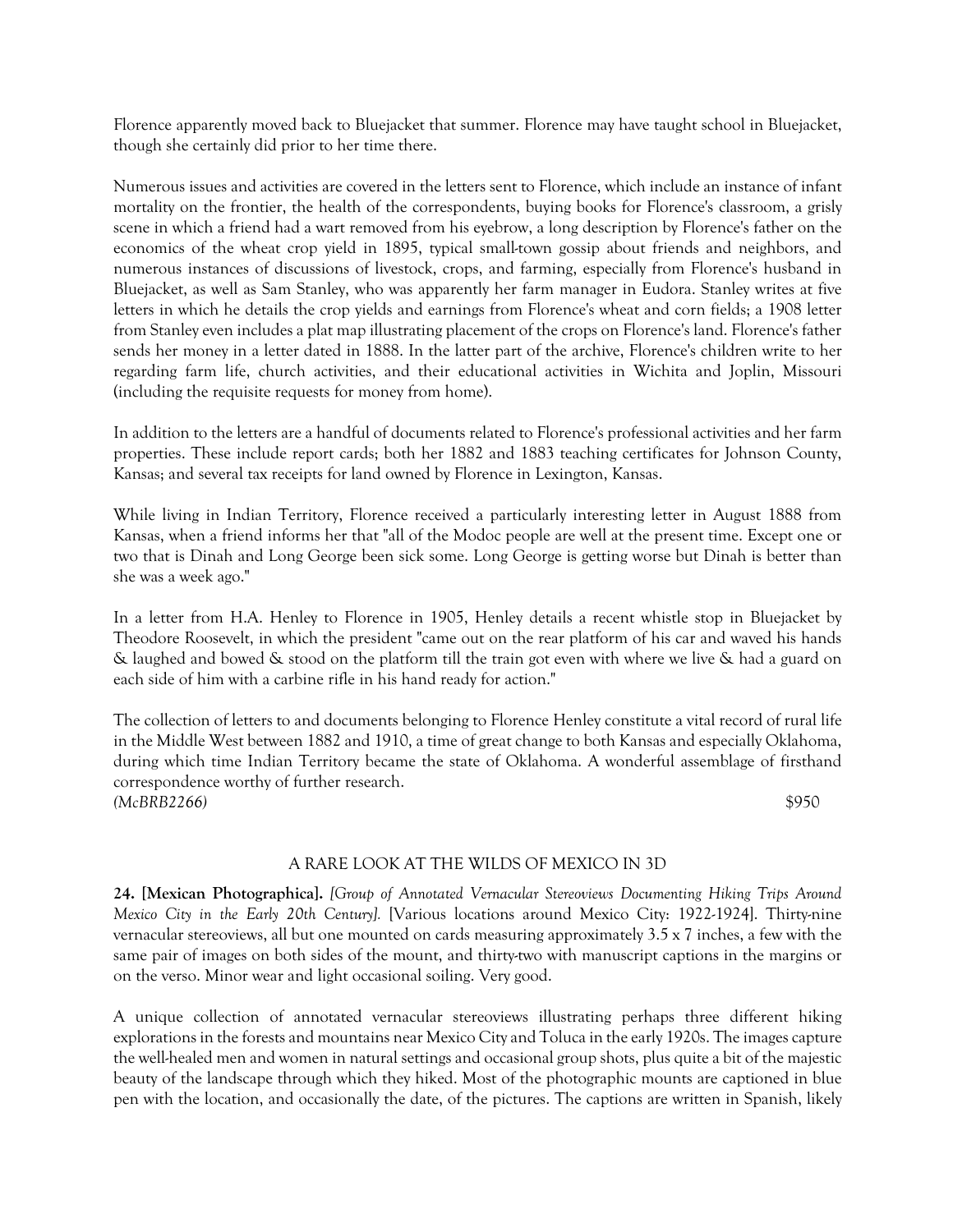Florence apparently moved back to Bluejacket that summer. Florence may have taught school in Bluejacket, though she certainly did prior to her time there.

Numerous issues and activities are covered in the letters sent to Florence, which include an instance of infant mortality on the frontier, the health of the correspondents, buying books for Florence's classroom, a grisly scene in which a friend had a wart removed from his eyebrow, a long description by Florence's father on the economics of the wheat crop yield in 1895, typical small-town gossip about friends and neighbors, and numerous instances of discussions of livestock, crops, and farming, especially from Florence's husband in Bluejacket, as well as Sam Stanley, who was apparently her farm manager in Eudora. Stanley writes at five letters in which he details the crop yields and earnings from Florence's wheat and corn fields; a 1908 letter from Stanley even includes a plat map illustrating placement of the crops on Florence's land. Florence's father sends her money in a letter dated in 1888. In the latter part of the archive, Florence's children write to her regarding farm life, church activities, and their educational activities in Wichita and Joplin, Missouri (including the requisite requests for money from home).

In addition to the letters are a handful of documents related to Florence's professional activities and her farm properties. These include report cards; both her 1882 and 1883 teaching certificates for Johnson County, Kansas; and several tax receipts for land owned by Florence in Lexington, Kansas.

While living in Indian Territory, Florence received a particularly interesting letter in August 1888 from Kansas, when a friend informs her that "all of the Modoc people are well at the present time. Except one or two that is Dinah and Long George been sick some. Long George is getting worse but Dinah is better than she was a week ago."

In a letter from H.A. Henley to Florence in 1905, Henley details a recent whistle stop in Bluejacket by Theodore Roosevelt, in which the president "came out on the rear platform of his car and waved his hands & laughed and bowed & stood on the platform till the train got even with where we live & had a guard on each side of him with a carbine rifle in his hand ready for action."

The collection of letters to and documents belonging to Florence Henley constitute a vital record of rural life in the Middle West between 1882 and 1910, a time of great change to both Kansas and especially Oklahoma, during which time Indian Territory became the state of Oklahoma. A wonderful assemblage of firsthand correspondence worthy of further research.

*(McBRB2266)* $950

## A RARE LOOK AT THE WILDS OF MEXICO IN 3D

**24. [Mexican Photographica].** *[Group of Annotated Vernacular Stereoviews Documenting Hiking Trips Around Mexico City in the Early 20th Century].* [Various locations around Mexico City: 1922-1924]. Thirty-nine vernacular stereoviews, all but one mounted on cards measuring approximately 3.5 x 7 inches, a few with the same pair of images on both sides of the mount, and thirty-two with manuscript captions in the margins or on the verso. Minor wear and light occasional soiling. Very good.

A unique collection of annotated vernacular stereoviews illustrating perhaps three different hiking explorations in the forests and mountains near Mexico City and Toluca in the early 1920s. The images capture the well-healed men and women in natural settings and occasional group shots, plus quite a bit of the majestic beauty of the landscape through which they hiked. Most of the photographic mounts are captioned in blue pen with the location, and occasionally the date, of the pictures. The captions are written in Spanish, likely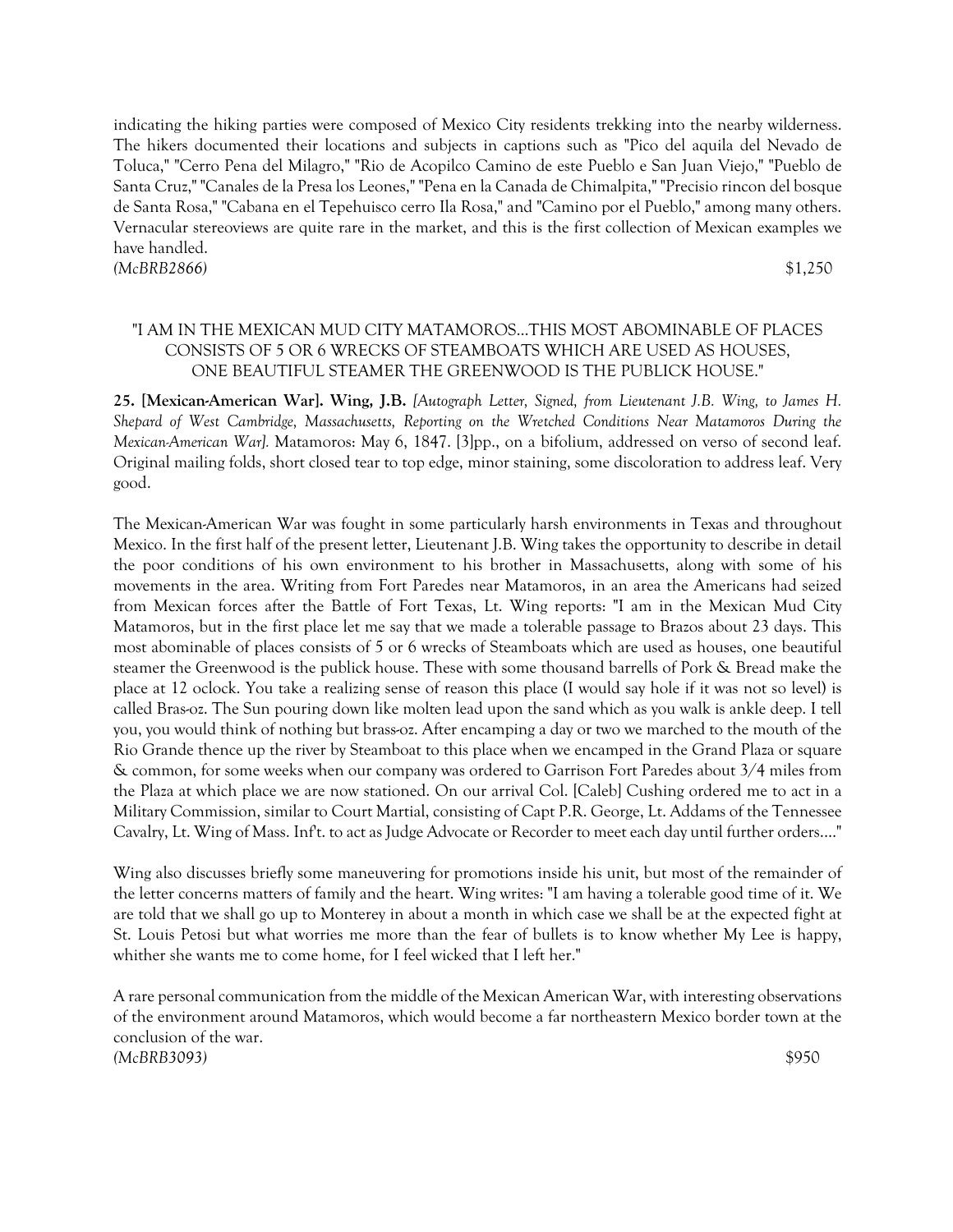indicating the hiking parties were composed of Mexico City residents trekking into the nearby wilderness. The hikers documented their locations and subjects in captions such as "Pico del aquila del Nevado de Toluca," "Cerro Pena del Milagro," "Rio de Acopilco Camino de este Pueblo e San Juan Viejo," "Pueblo de Santa Cruz," "Canales de la Presa los Leones," "Pena en la Canada de Chimalpita," "Precisio rincon del bosque de Santa Rosa," "Cabana en el Tepehuisco cerro Ila Rosa," and "Camino por el Pueblo," among many others. Vernacular stereoviews are quite rare in the market, and this is the first collection of Mexican examples we have handled.

*(McBRB2866)* $1,250

"I AM IN THE MEXICAN MUD CITY MATAMOROS...THIS MOST ABOMINABLE OF PLACES CONSISTS OF 5 OR 6 WRECKS OF STEAMBOATS WHICH ARE USED AS HOUSES, ONE BEAUTIFUL STEAMER THE GREENWOOD IS THE PUBLICK HOUSE."

**25. [Mexican-American War]. Wing, J.B.** *[Autograph Letter, Signed, from Lieutenant J.B. Wing, to James H. Shepard of West Cambridge, Massachusetts, Reporting on the Wretched Conditions Near Matamoros During the Mexican-American War].* Matamoros: May 6, 1847. [3]pp., on a bifolium, addressed on verso of second leaf. Original mailing folds, short closed tear to top edge, minor staining, some discoloration to address leaf. Very good.

The Mexican-American War was fought in some particularly harsh environments in Texas and throughout Mexico. In the first half of the present letter, Lieutenant J.B. Wing takes the opportunity to describe in detail the poor conditions of his own environment to his brother in Massachusetts, along with some of his movements in the area. Writing from Fort Paredes near Matamoros, in an area the Americans had seized from Mexican forces after the Battle of Fort Texas, Lt. Wing reports: "I am in the Mexican Mud City Matamoros, but in the first place let me say that we made a tolerable passage to Brazos about 23 days. This most abominable of places consists of 5 or 6 wrecks of Steamboats which are used as houses, one beautiful steamer the Greenwood is the publick house. These with some thousand barrells of Pork & Bread make the place at 12 oclock. You take a realizing sense of reason this place (I would say hole if it was not so level) is called Bras-oz. The Sun pouring down like molten lead upon the sand which as you walk is ankle deep. I tell you, you would think of nothing but brass-oz. After encamping a day or two we marched to the mouth of the Rio Grande thence up the river by Steamboat to this place when we encamped in the Grand Plaza or square & common, for some weeks when our company was ordered to Garrison Fort Paredes about 3/4 miles from the Plaza at which place we are now stationed. On our arrival Col. [Caleb] Cushing ordered me to act in a Military Commission, similar to Court Martial, consisting of Capt P.R. George, Lt. Addams of the Tennessee Cavalry, Lt. Wing of Mass. Inf't. to act as Judge Advocate or Recorder to meet each day until further orders...."

Wing also discusses briefly some maneuvering for promotions inside his unit, but most of the remainder of the letter concerns matters of family and the heart. Wing writes: "I am having a tolerable good time of it. We are told that we shall go up to Monterey in about a month in which case we shall be at the expected fight at St. Louis Petosi but what worries me more than the fear of bullets is to know whether My Lee is happy, whither she wants me to come home, for I feel wicked that I left her."

A rare personal communication from the middle of the Mexican American War, with interesting observations of the environment around Matamoros, which would become a far northeastern Mexico border town at the conclusion of the war.

*(McBRB3093)* $950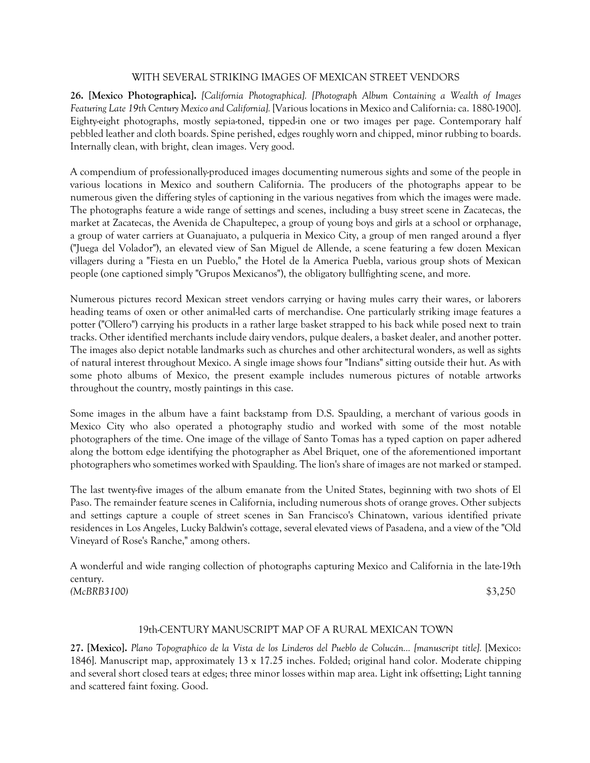WITH SEVERAL STRIKING IMAGES OF MEXICAN STREET VENDORS

**26. [Mexico Photographica].** *[California Photographica]. [Photograph Album Containing a Wealth of Images Featuring Late 19th Century Mexico and California].* [Various locations in Mexico and California: ca. 1880-1900]. Eighty-eight photographs, mostly sepia-toned, tipped-in one or two images per page. Contemporary half pebbled leather and cloth boards. Spine perished, edges roughly worn and chipped, minor rubbing to boards. Internally clean, with bright, clean images. Very good.

A compendium of professionally-produced images documenting numerous sights and some of the people in various locations in Mexico and southern California. The producers of the photographs appear to be numerous given the differing styles of captioning in the various negatives from which the images were made. The photographs feature a wide range of settings and scenes, including a busy street scene in Zacatecas, the market at Zacatecas, the Avenida de Chapultepec, a group of young boys and girls at a school or orphanage, a group of water carriers at Guanajuato, a pulqueria in Mexico City, a group of men ranged around a flyer ("Juega del Volador"), an elevated view of San Miguel de Allende, a scene featuring a few dozen Mexican villagers during a "Fiesta en un Pueblo," the Hotel de la America Puebla, various group shots of Mexican people (one captioned simply "Grupos Mexicanos"), the obligatory bullfighting scene, and more.

Numerous pictures record Mexican street vendors carrying or having mules carry their wares, or laborers heading teams of oxen or other animal-led carts of merchandise. One particularly striking image features a potter ("Ollero") carrying his products in a rather large basket strapped to his back while posed next to train tracks. Other identified merchants include dairy vendors, pulque dealers, a basket dealer, and another potter. The images also depict notable landmarks such as churches and other architectural wonders, as well as sights of natural interest throughout Mexico. A single image shows four "Indians" sitting outside their hut. As with some photo albums of Mexico, the present example includes numerous pictures of notable artworks throughout the country, mostly paintings in this case.

Some images in the album have a faint backstamp from D.S. Spaulding, a merchant of various goods in Mexico City who also operated a photography studio and worked with some of the most notable photographers of the time. One image of the village of Santo Tomas has a typed caption on paper adhered along the bottom edge identifying the photographer as Abel Briquet, one of the aforementioned important photographers who sometimes worked with Spaulding. The lion's share of images are not marked or stamped.

The last twenty-five images of the album emanate from the United States, beginning with two shots of El Paso. The remainder feature scenes in California, including numerous shots of orange groves. Other subjects and settings capture a couple of street scenes in San Francisco's Chinatown, various identified private residences in Los Angeles, Lucky Baldwin's cottage, several elevated views of Pasadena, and a view of the "Old Vineyard of Rose's Ranche," among others.

A wonderful and wide ranging collection of photographs capturing Mexico and California in the late-19th century.

*(McBRB3100)* $3,250

19th-CENTURY MANUSCRIPT MAP OF A RURAL MEXICAN TOWN

**27. [Mexico].** *Plano Topographico de la Vista de los Linderos del Pueblo de Colucán... [manuscript title].* [Mexico: 1846]. Manuscript map, approximately 13 x 17.25 inches. Folded; original hand color. Moderate chipping and several short closed tears at edges; three minor losses within map area. Light ink offsetting; Light tanning and scattered faint foxing. Good.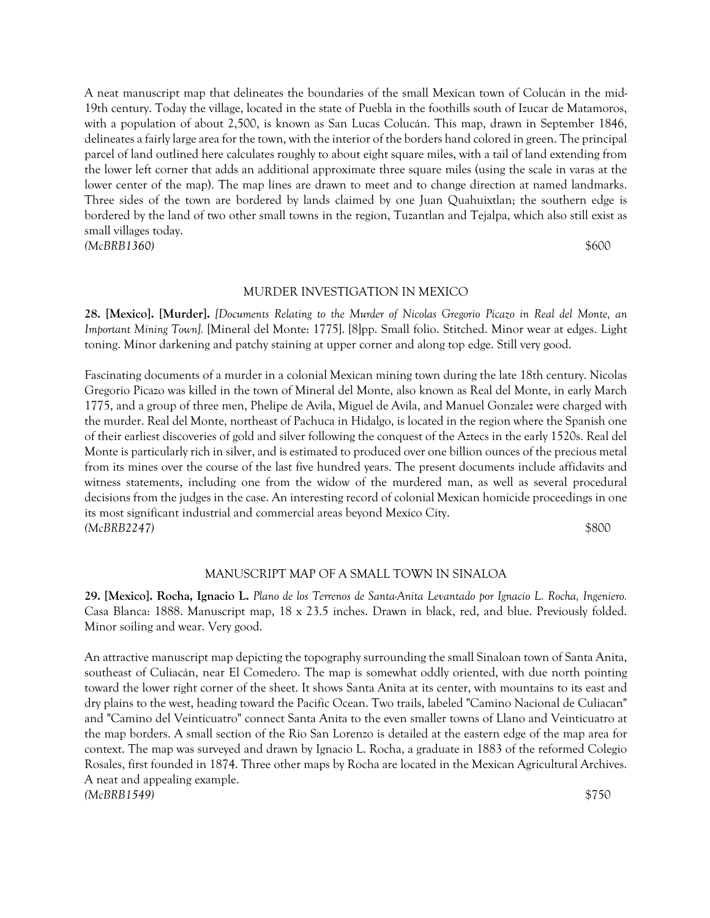A neat manuscript map that delineates the boundaries of the small Mexican town of Colucán in the mid-19th century. Today the village, located in the state of Puebla in the foothills south of Izucar de Matamoros, with a population of about 2,500, is known as San Lucas Colucán. This map, drawn in September 1846, delineates a fairly large area for the town, with the interior of the borders hand colored in green. The principal parcel of land outlined here calculates roughly to about eight square miles, with a tail of land extending from the lower left corner that adds an additional approximate three square miles (using the scale in varas at the lower center of the map). The map lines are drawn to meet and to change direction at named landmarks. Three sides of the town are bordered by lands claimed by one Juan Quahuixtlan; the southern edge is bordered by the land of two other small towns in the region, Tuzantlan and Tejalpa, which also still exist as small villages today.

*(McBRB1360)* $600

## MURDER INVESTIGATION IN MEXICO

**28. [Mexico]. [Murder].** *[Documents Relating to the Murder of Nicolas Gregorio Picazo in Real del Monte, an Important Mining Town].* [Mineral del Monte: 1775]. [8]pp. Small folio. Stitched. Minor wear at edges. Light toning. Minor darkening and patchy staining at upper corner and along top edge. Still very good.

Fascinating documents of a murder in a colonial Mexican mining town during the late 18th century. Nicolas Gregorio Picazo was killed in the town of Mineral del Monte, also known as Real del Monte, in early March 1775, and a group of three men, Phelipe de Avila, Miguel de Avila, and Manuel Gonzalez were charged with the murder. Real del Monte, northeast of Pachuca in Hidalgo, is located in the region where the Spanish one of their earliest discoveries of gold and silver following the conquest of the Aztecs in the early 1520s. Real del Monte is particularly rich in silver, and is estimated to produced over one billion ounces of the precious metal from its mines over the course of the last five hundred years. The present documents include affidavits and witness statements, including one from the widow of the murdered man, as well as several procedural decisions from the judges in the case. An interesting record of colonial Mexican homicide proceedings in one its most significant industrial and commercial areas beyond Mexico City.

*(McBRB2247)* $800

## MANUSCRIPT MAP OF A SMALL TOWN IN SINALOA

**29. [Mexico]. Rocha, Ignacio L.** *Plano de los Terrenos de Santa-Anita Levantado por Ignacio L. Rocha, Ingeniero.* Casa Blanca: 1888. Manuscript map, 18 x 23.5 inches. Drawn in black, red, and blue. Previously folded. Minor soiling and wear. Very good.

An attractive manuscript map depicting the topography surrounding the small Sinaloan town of Santa Anita, southeast of Culiacán, near El Comedero. The map is somewhat oddly oriented, with due north pointing toward the lower right corner of the sheet. It shows Santa Anita at its center, with mountains to its east and dry plains to the west, heading toward the Pacific Ocean. Two trails, labeled "Camino Nacional de Culiacan" and "Camino del Veinticuatro" connect Santa Anita to the even smaller towns of Llano and Veinticuatro at the map borders. A small section of the Rio San Lorenzo is detailed at the eastern edge of the map area for context. The map was surveyed and drawn by Ignacio L. Rocha, a graduate in 1883 of the reformed Colegio Rosales, first founded in 1874. Three other maps by Rocha are located in the Mexican Agricultural Archives. A neat and appealing example.

*(McBRB1549)* $750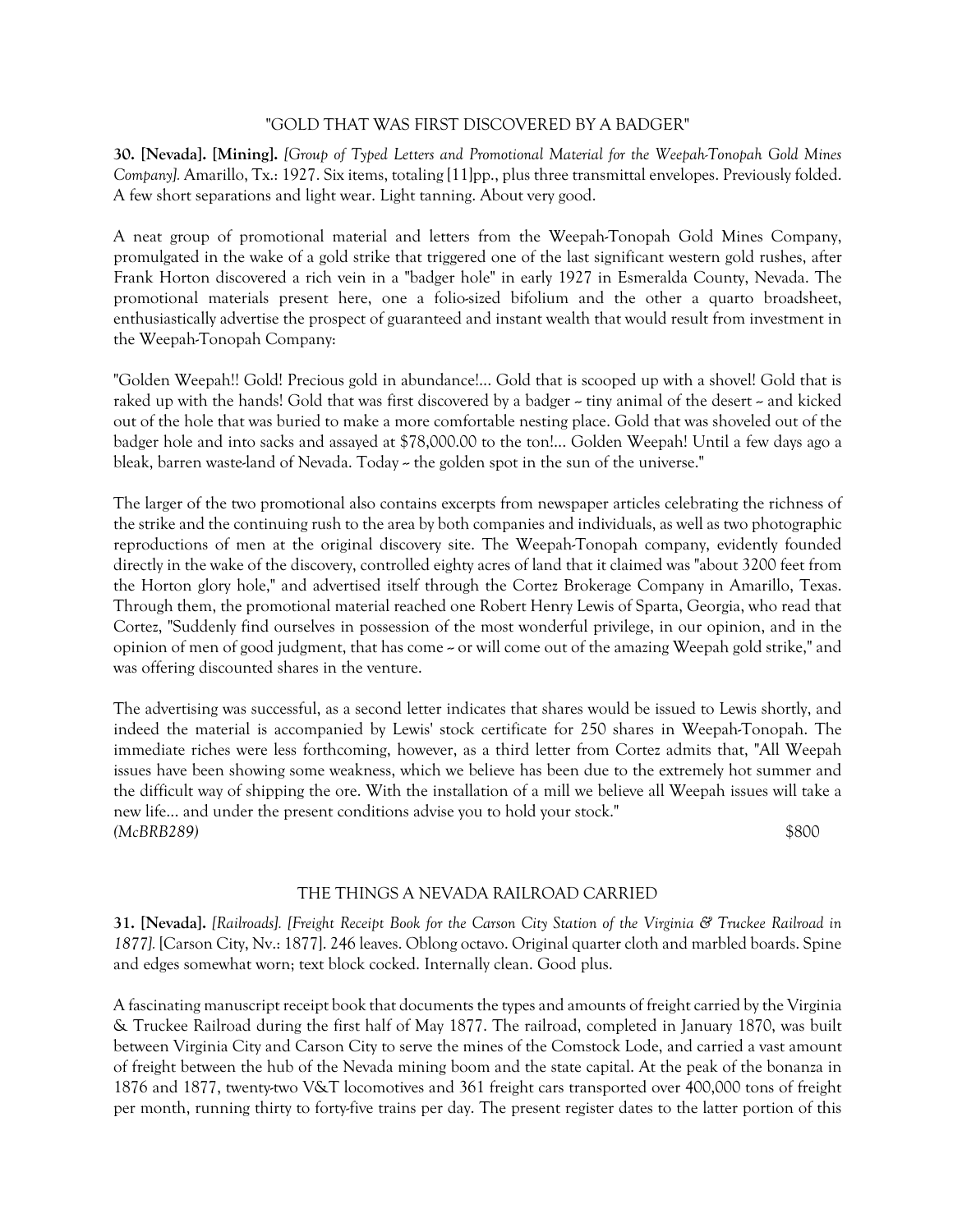## "GOLD THAT WAS FIRST DISCOVERED BY A BADGER"

**30. [Nevada]. [Mining].** *[Group of Typed Letters and Promotional Material for the Weepah-Tonopah Gold Mines Company].* Amarillo, Tx.: 1927. Six items, totaling [11]pp., plus three transmittal envelopes. Previously folded. A few short separations and light wear. Light tanning. About very good.

A neat group of promotional material and letters from the Weepah-Tonopah Gold Mines Company, promulgated in the wake of a gold strike that triggered one of the last significant western gold rushes, after Frank Horton discovered a rich vein in a "badger hole" in early 1927 in Esmeralda County, Nevada. The promotional materials present here, one a folio-sized bifolium and the other a quarto broadsheet, enthusiastically advertise the prospect of guaranteed and instant wealth that would result from investment in the Weepah-Tonopah Company:

"Golden Weepah!! Gold! Precious gold in abundance!... Gold that is scooped up with a shovel! Gold that is raked up with the hands! Gold that was first discovered by a badger -- tiny animal of the desert -- and kicked out of the hole that was buried to make a more comfortable nesting place. Gold that was shoveled out of the badger hole and into sacks and assayed at $78,000.00 to the ton!... Golden Weepah! Until a few days ago a bleak, barren waste-land of Nevada. Today -- the golden spot in the sun of the universe."

The larger of the two promotional also contains excerpts from newspaper articles celebrating the richness of the strike and the continuing rush to the area by both companies and individuals, as well as two photographic reproductions of men at the original discovery site. The Weepah-Tonopah company, evidently founded directly in the wake of the discovery, controlled eighty acres of land that it claimed was "about 3200 feet from the Horton glory hole," and advertised itself through the Cortez Brokerage Company in Amarillo, Texas. Through them, the promotional material reached one Robert Henry Lewis of Sparta, Georgia, who read that Cortez, "Suddenly find ourselves in possession of the most wonderful privilege, in our opinion, and in the opinion of men of good judgment, that has come -- or will come out of the amazing Weepah gold strike," and was offering discounted shares in the venture.

The advertising was successful, as a second letter indicates that shares would be issued to Lewis shortly, and indeed the material is accompanied by Lewis' stock certificate for 250 shares in Weepah-Tonopah. The immediate riches were less forthcoming, however, as a third letter from Cortez admits that, "All Weepah issues have been showing some weakness, which we believe has been due to the extremely hot summer and the difficult way of shipping the ore. With the installation of a mill we believe all Weepah issues will take a new life... and under the present conditions advise you to hold your stock."

*(McBRB289)* $800

## THE THINGS A NEVADA RAILROAD CARRIED

**31. [Nevada].** *[Railroads]. [Freight Receipt Book for the Carson City Station of the Virginia & Truckee Railroad in 1877].* [Carson City, Nv.: 1877]. 246 leaves. Oblong octavo. Original quarter cloth and marbled boards. Spine and edges somewhat worn; text block cocked. Internally clean. Good plus.

A fascinating manuscript receipt book that documents the types and amounts of freight carried by the Virginia & Truckee Railroad during the first half of May 1877. The railroad, completed in January 1870, was built between Virginia City and Carson City to serve the mines of the Comstock Lode, and carried a vast amount of freight between the hub of the Nevada mining boom and the state capital. At the peak of the bonanza in 1876 and 1877, twenty-two V&T locomotives and 361 freight cars transported over 400,000 tons of freight per month, running thirty to forty-five trains per day. The present register dates to the latter portion of this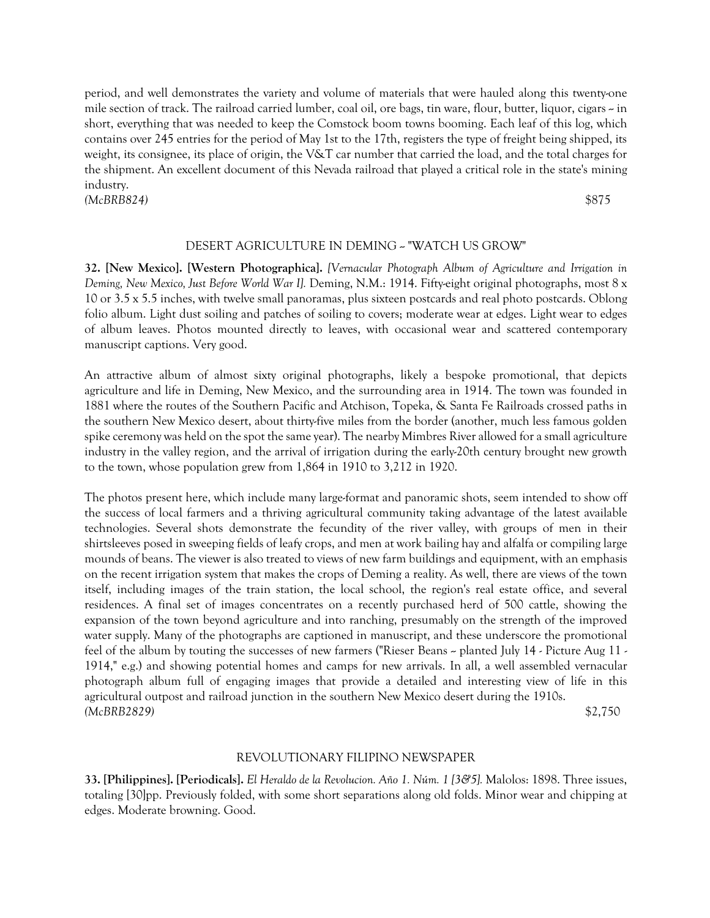period, and well demonstrates the variety and volume of materials that were hauled along this twenty-one mile section of track. The railroad carried lumber, coal oil, ore bags, tin ware, flour, butter, liquor, cigars ~ in short, everything that was needed to keep the Comstock boom towns booming. Each leaf of this log, which contains over 245 entries for the period of May 1st to the 17th, registers the type of freight being shipped, its weight, its consignee, its place of origin, the V&T car number that carried the load, and the total charges for the shipment. An excellent document of this Nevada railroad that played a critical role in the state's mining industry.

*(McBRB824)* $875

### DESERT AGRICULTURE IN DEMING ~ "WATCH US GROW"

**32. [New Mexico]. [Western Photographica].** *[Vernacular Photograph Album of Agriculture and Irrigation in Deming, New Mexico, Just Before World War I].* Deming, N.M.: 1914. Fifty-eight original photographs, most 8 x 10 or 3.5 x 5.5 inches, with twelve small panoramas, plus sixteen postcards and real photo postcards. Oblong folio album. Light dust soiling and patches of soiling to covers; moderate wear at edges. Light wear to edges of album leaves. Photos mounted directly to leaves, with occasional wear and scattered contemporary manuscript captions. Very good.

An attractive album of almost sixty original photographs, likely a bespoke promotional, that depicts agriculture and life in Deming, New Mexico, and the surrounding area in 1914. The town was founded in 1881 where the routes of the Southern Pacific and Atchison, Topeka, & Santa Fe Railroads crossed paths in the southern New Mexico desert, about thirty-five miles from the border (another, much less famous golden spike ceremony was held on the spot the same year). The nearby Mimbres River allowed for a small agriculture industry in the valley region, and the arrival of irrigation during the early-20th century brought new growth to the town, whose population grew from 1,864 in 1910 to 3,212 in 1920.

The photos present here, which include many large-format and panoramic shots, seem intended to show off the success of local farmers and a thriving agricultural community taking advantage of the latest available technologies. Several shots demonstrate the fecundity of the river valley, with groups of men in their shirtsleeves posed in sweeping fields of leafy crops, and men at work bailing hay and alfalfa or compiling large mounds of beans. The viewer is also treated to views of new farm buildings and equipment, with an emphasis on the recent irrigation system that makes the crops of Deming a reality. As well, there are views of the town itself, including images of the train station, the local school, the region's real estate office, and several residences. A final set of images concentrates on a recently purchased herd of 500 cattle, showing the expansion of the town beyond agriculture and into ranching, presumably on the strength of the improved water supply. Many of the photographs are captioned in manuscript, and these underscore the promotional feel of the album by touting the successes of new farmers ("Rieser Beans ~ planted July 14 - Picture Aug 11 - 1914," e.g.) and showing potential homes and camps for new arrivals. In all, a well assembled vernacular photograph album full of engaging images that provide a detailed and interesting view of life in this agricultural outpost and railroad junction in the southern New Mexico desert during the 1910s.

*(McBRB2829)* $2,750

### REVOLUTIONARY FILIPINO NEWSPAPER

**33. [Philippines]. [Periodicals].** *El Heraldo de la Revolucion. Año 1. Núm. 1 [3&5].* Malolos: 1898. Three issues, totaling [30]pp. Previously folded, with some short separations along old folds. Minor wear and chipping at edges. Moderate browning. Good.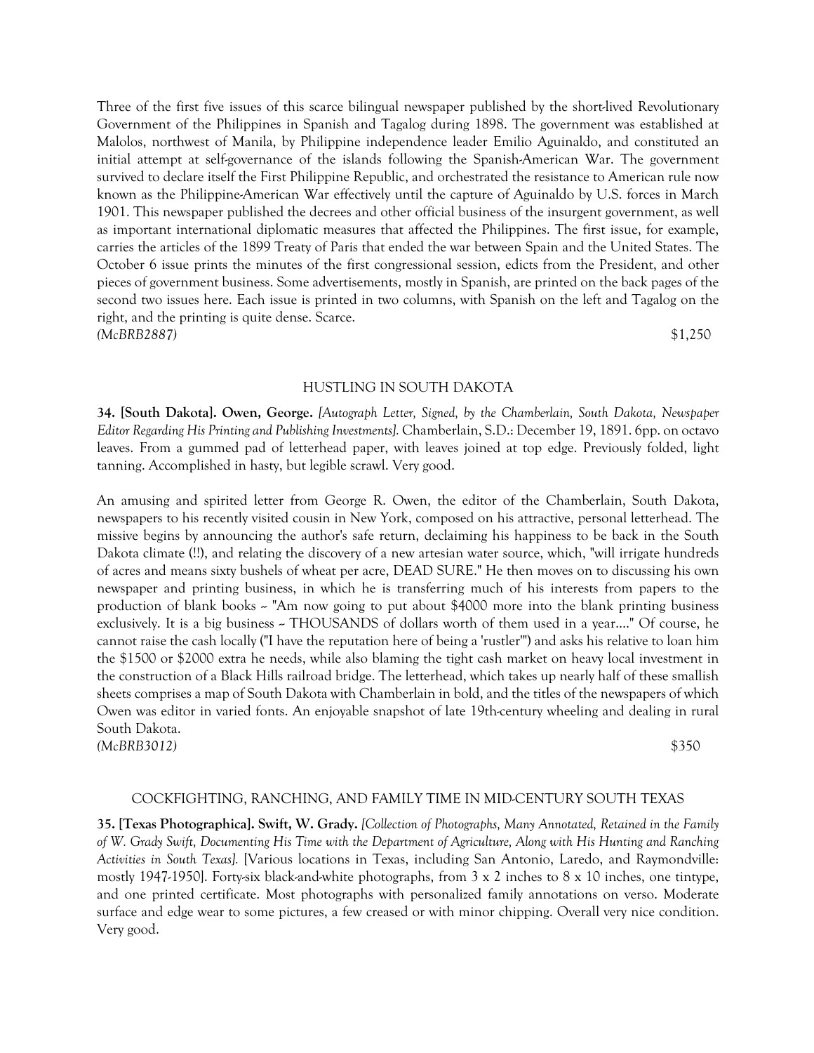Three of the first five issues of this scarce bilingual newspaper published by the short-lived Revolutionary Government of the Philippines in Spanish and Tagalog during 1898. The government was established at Malolos, northwest of Manila, by Philippine independence leader Emilio Aguinaldo, and constituted an initial attempt at self-governance of the islands following the Spanish-American War. The government survived to declare itself the First Philippine Republic, and orchestrated the resistance to American rule now known as the Philippine-American War effectively until the capture of Aguinaldo by U.S. forces in March 1901. This newspaper published the decrees and other official business of the insurgent government, as well as important international diplomatic measures that affected the Philippines. The first issue, for example, carries the articles of the 1899 Treaty of Paris that ended the war between Spain and the United States. The October 6 issue prints the minutes of the first congressional session, edicts from the President, and other pieces of government business. Some advertisements, mostly in Spanish, are printed on the back pages of the second two issues here. Each issue is printed in two columns, with Spanish on the left and Tagalog on the right, and the printing is quite dense. Scarce.

*(McBRB2887)* $1,250

### HUSTLING IN SOUTH DAKOTA

**34. [South Dakota]. Owen, George.** *[Autograph Letter, Signed, by the Chamberlain, South Dakota, Newspaper Editor Regarding His Printing and Publishing Investments].* Chamberlain, S.D.: December 19, 1891. 6pp. on octavo leaves. From a gummed pad of letterhead paper, with leaves joined at top edge. Previously folded, light tanning. Accomplished in hasty, but legible scrawl. Very good.

An amusing and spirited letter from George R. Owen, the editor of the Chamberlain, South Dakota, newspapers to his recently visited cousin in New York, composed on his attractive, personal letterhead. The missive begins by announcing the author's safe return, declaiming his happiness to be back in the South Dakota climate (!!), and relating the discovery of a new artesian water source, which, "will irrigate hundreds of acres and means sixty bushels of wheat per acre, DEAD SURE." He then moves on to discussing his own newspaper and printing business, in which he is transferring much of his interests from papers to the production of blank books -- "Am now going to put about $4000 more into the blank printing business exclusively. It is a big business -- THOUSANDS of dollars worth of them used in a year...." Of course, he cannot raise the cash locally ("I have the reputation here of being a 'rustler'") and asks his relative to loan him the $1500 or $2000 extra he needs, while also blaming the tight cash market on heavy local investment in the construction of a Black Hills railroad bridge. The letterhead, which takes up nearly half of these smallish sheets comprises a map of South Dakota with Chamberlain in bold, and the titles of the newspapers of which Owen was editor in varied fonts. An enjoyable snapshot of late 19th-century wheeling and dealing in rural South Dakota.

*(McBRB3012)* $350

### COCKFIGHTING, RANCHING, AND FAMILY TIME IN MID-CENTURY SOUTH TEXAS

**35. [Texas Photographica]. Swift, W. Grady.** *[Collection of Photographs, Many Annotated, Retained in the Family of W. Grady Swift, Documenting His Time with the Department of Agriculture, Along with His Hunting and Ranching Activities in South Texas].* [Various locations in Texas, including San Antonio, Laredo, and Raymondville: mostly 1947-1950]. Forty-six black-and-white photographs, from 3 x 2 inches to 8 x 10 inches, one tintype, and one printed certificate. Most photographs with personalized family annotations on verso. Moderate surface and edge wear to some pictures, a few creased or with minor chipping. Overall very nice condition. Very good.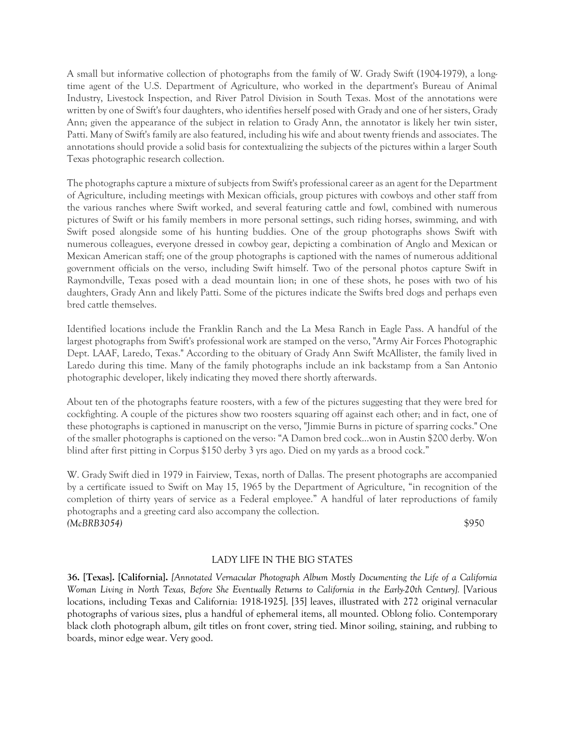A small but informative collection of photographs from the family of W. Grady Swift (1904-1979), a long-time agent of the U.S. Department of Agriculture, who worked in the department's Bureau of Animal Industry, Livestock Inspection, and River Patrol Division in South Texas. Most of the annotations were written by one of Swift's four daughters, who identifies herself posed with Grady and one of her sisters, Grady Ann; given the appearance of the subject in relation to Grady Ann, the annotator is likely her twin sister, Patti. Many of Swift's family are also featured, including his wife and about twenty friends and associates. The annotations should provide a solid basis for contextualizing the subjects of the pictures within a larger South Texas photographic research collection.

The photographs capture a mixture of subjects from Swift's professional career as an agent for the Department of Agriculture, including meetings with Mexican officials, group pictures with cowboys and other staff from the various ranches where Swift worked, and several featuring cattle and fowl, combined with numerous pictures of Swift or his family members in more personal settings, such riding horses, swimming, and with Swift posed alongside some of his hunting buddies. One of the group photographs shows Swift with numerous colleagues, everyone dressed in cowboy gear, depicting a combination of Anglo and Mexican or Mexican American staff; one of the group photographs is captioned with the names of numerous additional government officials on the verso, including Swift himself. Two of the personal photos capture Swift in Raymondville, Texas posed with a dead mountain lion; in one of these shots, he poses with two of his daughters, Grady Ann and likely Patti. Some of the pictures indicate the Swifts bred dogs and perhaps even bred cattle themselves.

Identified locations include the Franklin Ranch and the La Mesa Ranch in Eagle Pass. A handful of the largest photographs from Swift's professional work are stamped on the verso, "Army Air Forces Photographic Dept. LAAF, Laredo, Texas." According to the obituary of Grady Ann Swift McAllister, the family lived in Laredo during this time. Many of the family photographs include an ink backstamp from a San Antonio photographic developer, likely indicating they moved there shortly afterwards.

About ten of the photographs feature roosters, with a few of the pictures suggesting that they were bred for cockfighting. A couple of the pictures show two roosters squaring off against each other; and in fact, one of these photographs is captioned in manuscript on the verso, "Jimmie Burns in picture of sparring cocks." One of the smaller photographs is captioned on the verso: "A Damon bred cock...won in Austin $200 derby. Won blind after first pitting in Corpus $150 derby 3 yrs ago. Died on my yards as a brood cock."

W. Grady Swift died in 1979 in Fairview, Texas, north of Dallas. The present photographs are accompanied by a certificate issued to Swift on May 15, 1965 by the Department of Agriculture, "in recognition of the completion of thirty years of service as a Federal employee." A handful of later reproductions of family photographs and a greeting card also accompany the collection.

*(McBRB3054)* $950

## LADY LIFE IN THE BIG STATES

**36. [Texas]. [California].** *[Annotated Vernacular Photograph Album Mostly Documenting the Life of a California Woman Living in North Texas, Before She Eventually Returns to California in the Early-20th Century].* [Various locations, including Texas and California: 1918-1925]. [35] leaves, illustrated with 272 original vernacular photographs of various sizes, plus a handful of ephemeral items, all mounted. Oblong folio. Contemporary black cloth photograph album, gilt titles on front cover, string tied. Minor soiling, staining, and rubbing to boards, minor edge wear. Very good.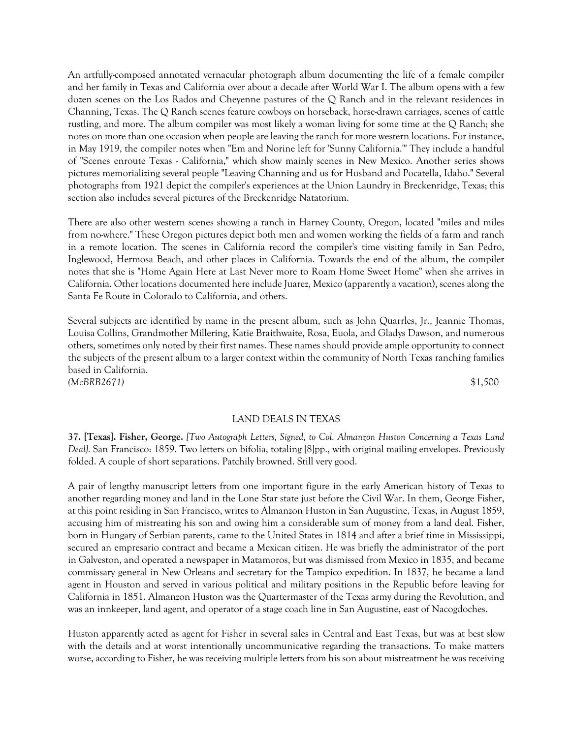An artfully-composed annotated vernacular photograph album documenting the life of a female compiler and her family in Texas and California over about a decade after World War I. The album opens with a few dozen scenes on the Los Rados and Cheyenne pastures of the Q Ranch and in the relevant residences in Channing, Texas. The Q Ranch scenes feature cowboys on horseback, horse-drawn carriages, scenes of cattle rustling, and more. The album compiler was most likely a woman living for some time at the Q Ranch; she notes on more than one occasion when people are leaving the ranch for more western locations. For instance, in May 1919, the compiler notes when "Em and Norine left for 'Sunny California.'" They include a handful of "Scenes enroute Texas - California," which show mainly scenes in New Mexico. Another series shows pictures memorializing several people "Leaving Channing and us for Husband and Pocatella, Idaho." Several photographs from 1921 depict the compiler's experiences at the Union Laundry in Breckenridge, Texas; this section also includes several pictures of the Breckenridge Natatorium.

There are also other western scenes showing a ranch in Harney County, Oregon, located "miles and miles from no-where." These Oregon pictures depict both men and women working the fields of a farm and ranch in a remote location. The scenes in California record the compiler's time visiting family in San Pedro, Inglewood, Hermosa Beach, and other places in California. Towards the end of the album, the compiler notes that she is "Home Again Here at Last Never more to Roam Home Sweet Home" when she arrives in California. Other locations documented here include Juarez, Mexico (apparently a vacation), scenes along the Santa Fe Route in Colorado to California, and others.

Several subjects are identified by name in the present album, such as John Quarrles, Jr., Jeannie Thomas, Louisa Collins, Grandmother Millering, Katie Braithwaite, Rosa, Euola, and Gladys Dawson, and numerous others, sometimes only noted by their first names. These names should provide ample opportunity to connect the subjects of the present album to a larger context within the community of North Texas ranching families based in California.

*(McBRB2671)* $1,500

## LAND DEALS IN TEXAS

**37. [Texas]. Fisher, George.** *[Two Autograph Letters, Signed, to Col. Almanzon Huston Concerning a Texas Land Deal].* San Francisco: 1859. Two letters on bifolia, totaling [8]pp., with original mailing envelopes. Previously folded. A couple of short separations. Patchily browned. Still very good.

A pair of lengthy manuscript letters from one important figure in the early American history of Texas to another regarding money and land in the Lone Star state just before the Civil War. In them, George Fisher, at this point residing in San Francisco, writes to Almanzon Huston in San Augustine, Texas, in August 1859, accusing him of mistreating his son and owing him a considerable sum of money from a land deal. Fisher, born in Hungary of Serbian parents, came to the United States in 1814 and after a brief time in Mississippi, secured an empresario contract and became a Mexican citizen. He was briefly the administrator of the port in Galveston, and operated a newspaper in Matamoros, but was dismissed from Mexico in 1835, and became commissary general in New Orleans and secretary for the Tampico expedition. In 1837, he became a land agent in Houston and served in various political and military positions in the Republic before leaving for California in 1851. Almanzon Huston was the Quartermaster of the Texas army during the Revolution, and was an innkeeper, land agent, and operator of a stage coach line in San Augustine, east of Nacogdoches.

Huston apparently acted as agent for Fisher in several sales in Central and East Texas, but was at best slow with the details and at worst intentionally uncommunicative regarding the transactions. To make matters worse, according to Fisher, he was receiving multiple letters from his son about mistreatment he was receiving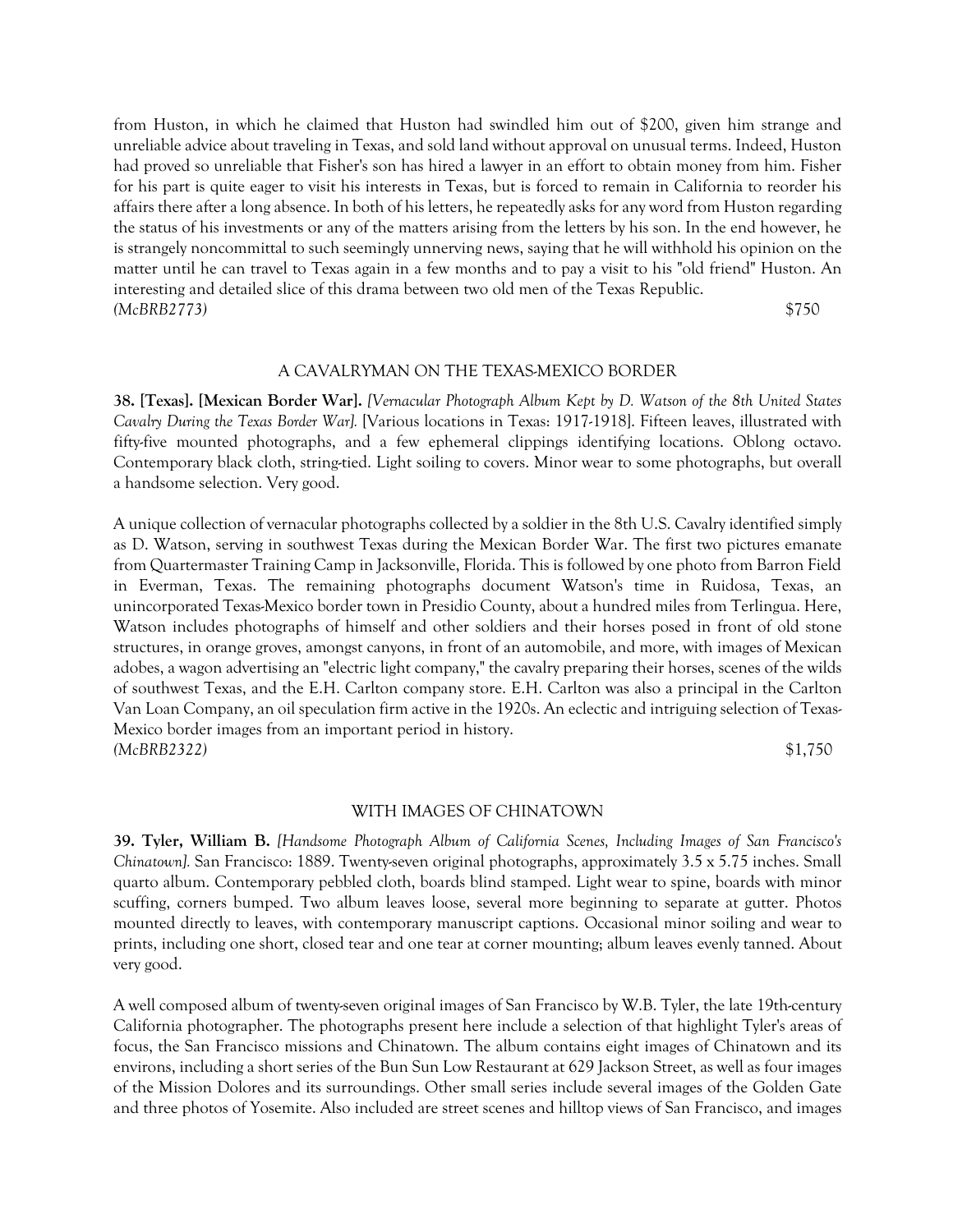from Huston, in which he claimed that Huston had swindled him out of $200, given him strange and unreliable advice about traveling in Texas, and sold land without approval on unusual terms. Indeed, Huston had proved so unreliable that Fisher's son has hired a lawyer in an effort to obtain money from him. Fisher for his part is quite eager to visit his interests in Texas, but is forced to remain in California to reorder his affairs there after a long absence. In both of his letters, he repeatedly asks for any word from Huston regarding the status of his investments or any of the matters arising from the letters by his son. In the end however, he is strangely noncommittal to such seemingly unnerving news, saying that he will withhold his opinion on the matter until he can travel to Texas again in a few months and to pay a visit to his "old friend" Huston. An interesting and detailed slice of this drama between two old men of the Texas Republic.
*(McBRB2773)* $750

### A CAVALRYMAN ON THE TEXAS-MEXICO BORDER

**38. [Texas]. [Mexican Border War].** *[Vernacular Photograph Album Kept by D. Watson of the 8th United States Cavalry During the Texas Border War].* [Various locations in Texas: 1917-1918]. Fifteen leaves, illustrated with fifty-five mounted photographs, and a few ephemeral clippings identifying locations. Oblong octavo. Contemporary black cloth, string-tied. Light soiling to covers. Minor wear to some photographs, but overall a handsome selection. Very good.

A unique collection of vernacular photographs collected by a soldier in the 8th U.S. Cavalry identified simply as D. Watson, serving in southwest Texas during the Mexican Border War. The first two pictures emanate from Quartermaster Training Camp in Jacksonville, Florida. This is followed by one photo from Barron Field in Everman, Texas. The remaining photographs document Watson's time in Ruidosa, Texas, an unincorporated Texas-Mexico border town in Presidio County, about a hundred miles from Terlingua. Here, Watson includes photographs of himself and other soldiers and their horses posed in front of old stone structures, in orange groves, amongst canyons, in front of an automobile, and more, with images of Mexican adobes, a wagon advertising an "electric light company," the cavalry preparing their horses, scenes of the wilds of southwest Texas, and the E.H. Carlton company store. E.H. Carlton was also a principal in the Carlton Van Loan Company, an oil speculation firm active in the 1920s. An eclectic and intriguing selection of Texas-Mexico border images from an important period in history.
*(McBRB2322)* $1,750

### WITH IMAGES OF CHINATOWN

**39. Tyler, William B.** *[Handsome Photograph Album of California Scenes, Including Images of San Francisco's Chinatown].* San Francisco: 1889. Twenty-seven original photographs, approximately 3.5 x 5.75 inches. Small quarto album. Contemporary pebbled cloth, boards blind stamped. Light wear to spine, boards with minor scuffing, corners bumped. Two album leaves loose, several more beginning to separate at gutter. Photos mounted directly to leaves, with contemporary manuscript captions. Occasional minor soiling and wear to prints, including one short, closed tear and one tear at corner mounting; album leaves evenly tanned. About very good.

A well composed album of twenty-seven original images of San Francisco by W.B. Tyler, the late 19th-century California photographer. The photographs present here include a selection of that highlight Tyler's areas of focus, the San Francisco missions and Chinatown. The album contains eight images of Chinatown and its environs, including a short series of the Bun Sun Low Restaurant at 629 Jackson Street, as well as four images of the Mission Dolores and its surroundings. Other small series include several images of the Golden Gate and three photos of Yosemite. Also included are street scenes and hilltop views of San Francisco, and images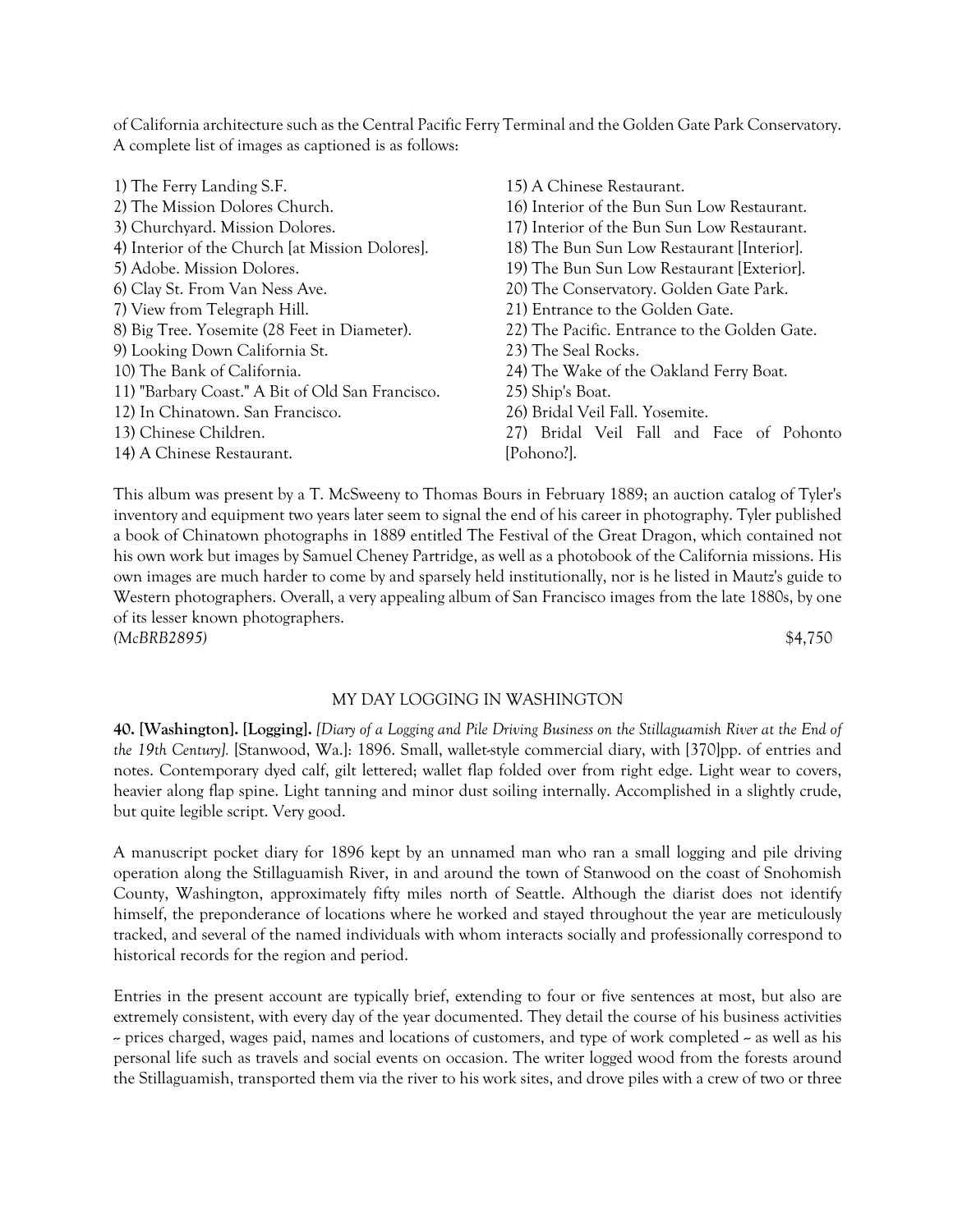of California architecture such as the Central Pacific Ferry Terminal and the Golden Gate Park Conservatory. A complete list of images as captioned is as follows:

1) The Ferry Landing S.F.
2) The Mission Dolores Church.
3) Churchyard. Mission Dolores.
4) Interior of the Church [at Mission Dolores].
5) Adobe. Mission Dolores.
6) Clay St. From Van Ness Ave.
7) View from Telegraph Hill.
8) Big Tree. Yosemite (28 Feet in Diameter).
9) Looking Down California St.
10) The Bank of California.
11) "Barbary Coast." A Bit of Old San Francisco.
12) In Chinatown. San Francisco.
13) Chinese Children.
14) A Chinese Restaurant.
15) A Chinese Restaurant.
16) Interior of the Bun Sun Low Restaurant.
17) Interior of the Bun Sun Low Restaurant.
18) The Bun Sun Low Restaurant [Interior].
19) The Bun Sun Low Restaurant [Exterior].
20) The Conservatory. Golden Gate Park.
21) Entrance to the Golden Gate.
22) The Pacific. Entrance to the Golden Gate.
23) The Seal Rocks.
24) The Wake of the Oakland Ferry Boat.
25) Ship's Boat.
26) Bridal Veil Fall. Yosemite.
27) Bridal Veil Fall and Face of Pohonto [Pohono?].

This album was present by a T. McSweeny to Thomas Bours in February 1889; an auction catalog of Tyler's inventory and equipment two years later seem to signal the end of his career in photography. Tyler published a book of Chinatown photographs in 1889 entitled The Festival of the Great Dragon, which contained not his own work but images by Samuel Cheney Partridge, as well as a photobook of the California missions. His own images are much harder to come by and sparsely held institutionally, nor is he listed in Mautz's guide to Western photographers. Overall, a very appealing album of San Francisco images from the late 1880s, by one of its lesser known photographers.

*(McBRB2895)* $4,750

## MY DAY LOGGING IN WASHINGTON

**40. [Washington]. [Logging].** *[Diary of a Logging and Pile Driving Business on the Stillaguamish River at the End of the 19th Century].* [Stanwood, Wa.]: 1896. Small, wallet-style commercial diary, with [370]pp. of entries and notes. Contemporary dyed calf, gilt lettered; wallet flap folded over from right edge. Light wear to covers, heavier along flap spine. Light tanning and minor dust soiling internally. Accomplished in a slightly crude, but quite legible script. Very good.

A manuscript pocket diary for 1896 kept by an unnamed man who ran a small logging and pile driving operation along the Stillaguamish River, in and around the town of Stanwood on the coast of Snohomish County, Washington, approximately fifty miles north of Seattle. Although the diarist does not identify himself, the preponderance of locations where he worked and stayed throughout the year are meticulously tracked, and several of the named individuals with whom interacts socially and professionally correspond to historical records for the region and period.

Entries in the present account are typically brief, extending to four or five sentences at most, but also are extremely consistent, with every day of the year documented. They detail the course of his business activities ~ prices charged, wages paid, names and locations of customers, and type of work completed ~ as well as his personal life such as travels and social events on occasion. The writer logged wood from the forests around the Stillaguamish, transported them via the river to his work sites, and drove piles with a crew of two or three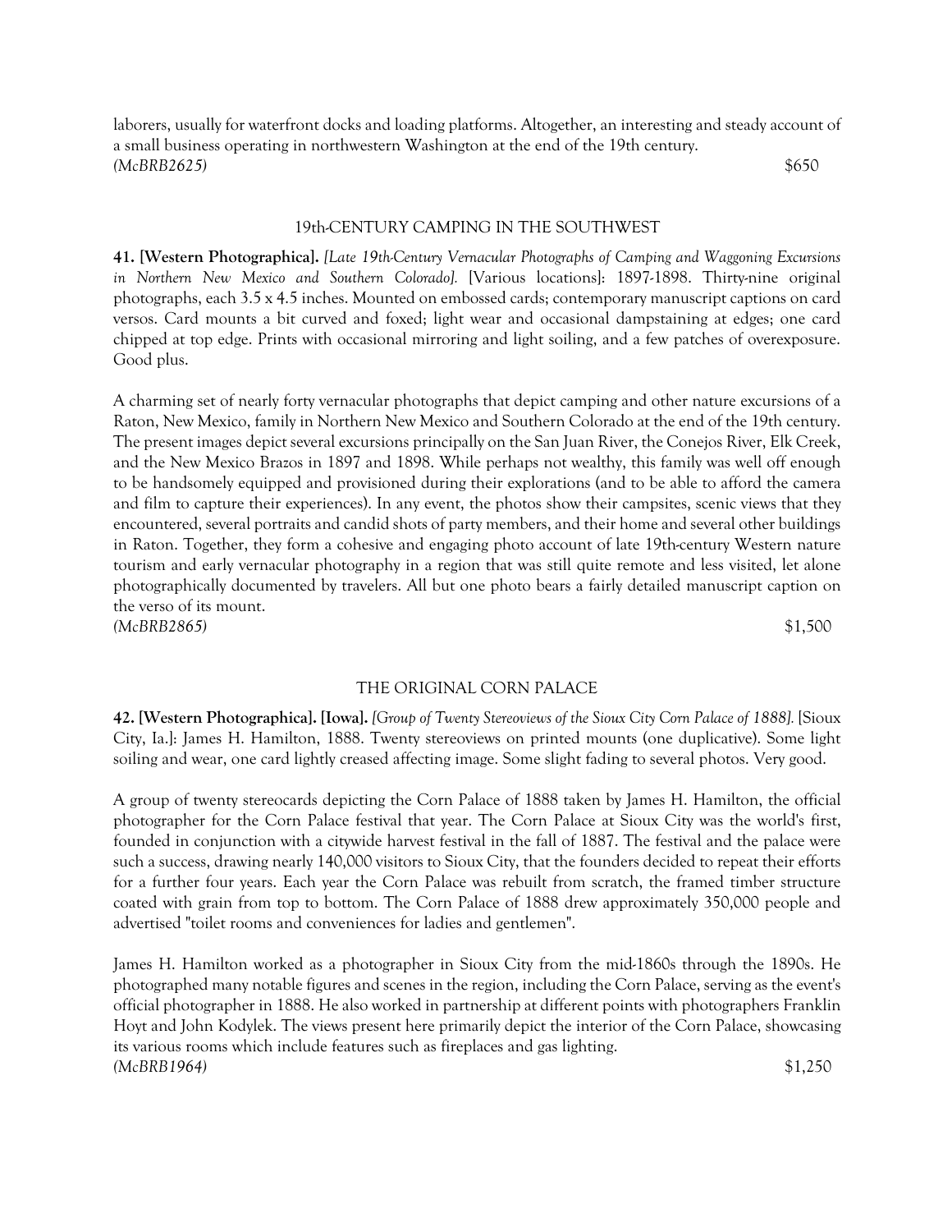laborers, usually for waterfront docks and loading platforms. Altogether, an interesting and steady account of a small business operating in northwestern Washington at the end of the 19th century.
*(McBRB2625)* $650

## 19th-CENTURY CAMPING IN THE SOUTHWEST

**41. [Western Photographica].** *[Late 19th-Century Vernacular Photographs of Camping and Waggoning Excursions in Northern New Mexico and Southern Colorado].* [Various locations]: 1897-1898. Thirty-nine original photographs, each 3.5 x 4.5 inches. Mounted on embossed cards; contemporary manuscript captions on card versos. Card mounts a bit curved and foxed; light wear and occasional dampstaining at edges; one card chipped at top edge. Prints with occasional mirroring and light soiling, and a few patches of overexposure. Good plus.

A charming set of nearly forty vernacular photographs that depict camping and other nature excursions of a Raton, New Mexico, family in Northern New Mexico and Southern Colorado at the end of the 19th century. The present images depict several excursions principally on the San Juan River, the Conejos River, Elk Creek, and the New Mexico Brazos in 1897 and 1898. While perhaps not wealthy, this family was well off enough to be handsomely equipped and provisioned during their explorations (and to be able to afford the camera and film to capture their experiences). In any event, the photos show their campsites, scenic views that they encountered, several portraits and candid shots of party members, and their home and several other buildings in Raton. Together, they form a cohesive and engaging photo account of late 19th-century Western nature tourism and early vernacular photography in a region that was still quite remote and less visited, let alone photographically documented by travelers. All but one photo bears a fairly detailed manuscript caption on the verso of its mount.
*(McBRB2865)* $1,500

## THE ORIGINAL CORN PALACE

**42. [Western Photographica]. [Iowa].** *[Group of Twenty Stereoviews of the Sioux City Corn Palace of 1888].* [Sioux City, Ia.]: James H. Hamilton, 1888. Twenty stereoviews on printed mounts (one duplicative). Some light soiling and wear, one card lightly creased affecting image. Some slight fading to several photos. Very good.

A group of twenty stereocards depicting the Corn Palace of 1888 taken by James H. Hamilton, the official photographer for the Corn Palace festival that year. The Corn Palace at Sioux City was the world's first, founded in conjunction with a citywide harvest festival in the fall of 1887. The festival and the palace were such a success, drawing nearly 140,000 visitors to Sioux City, that the founders decided to repeat their efforts for a further four years. Each year the Corn Palace was rebuilt from scratch, the framed timber structure coated with grain from top to bottom. The Corn Palace of 1888 drew approximately 350,000 people and advertised "toilet rooms and conveniences for ladies and gentlemen".

James H. Hamilton worked as a photographer in Sioux City from the mid-1860s through the 1890s. He photographed many notable figures and scenes in the region, including the Corn Palace, serving as the event's official photographer in 1888. He also worked in partnership at different points with photographers Franklin Hoyt and John Kodylek. The views present here primarily depict the interior of the Corn Palace, showcasing its various rooms which include features such as fireplaces and gas lighting.
*(McBRB1964)* $1,250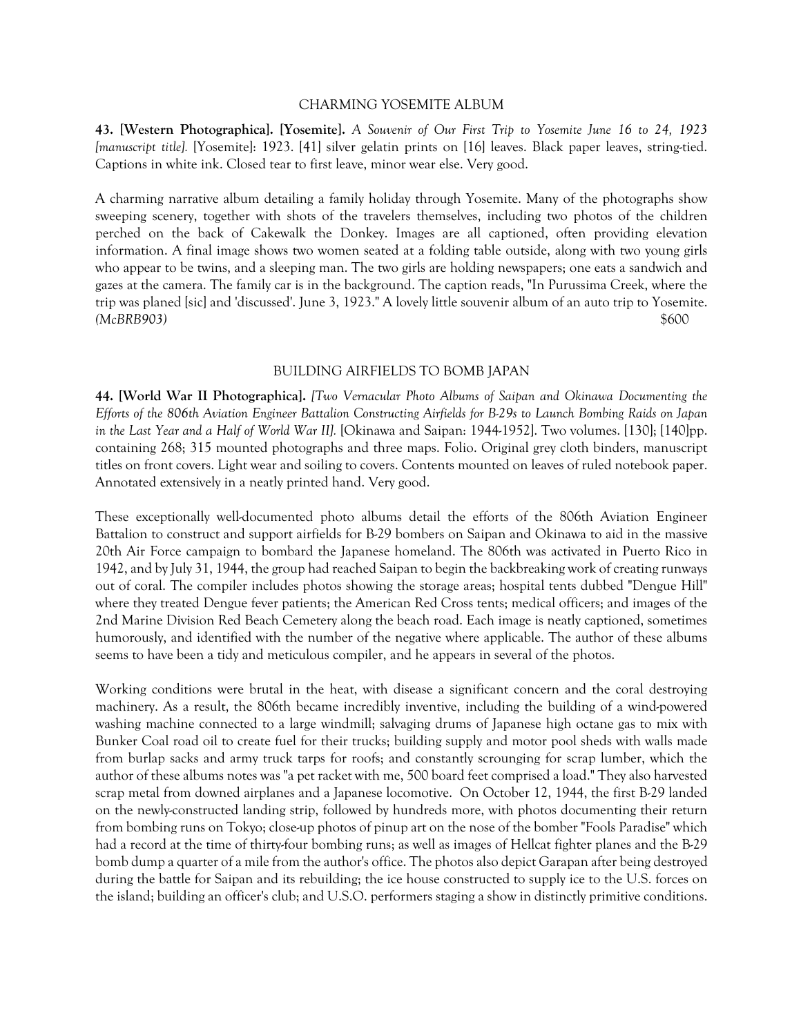## CHARMING YOSEMITE ALBUM

**43. [Western Photographica]. [Yosemite].** *A Souvenir of Our First Trip to Yosemite June 16 to 24, 1923 [manuscript title].* [Yosemite]: 1923. [41] silver gelatin prints on [16] leaves. Black paper leaves, string-tied. Captions in white ink. Closed tear to first leave, minor wear else. Very good.

A charming narrative album detailing a family holiday through Yosemite. Many of the photographs show sweeping scenery, together with shots of the travelers themselves, including two photos of the children perched on the back of Cakewalk the Donkey. Images are all captioned, often providing elevation information. A final image shows two women seated at a folding table outside, along with two young girls who appear to be twins, and a sleeping man. The two girls are holding newspapers; one eats a sandwich and gazes at the camera. The family car is in the background. The caption reads, "In Purussima Creek, where the trip was planed [sic] and 'discussed'. June 3, 1923." A lovely little souvenir album of an auto trip to Yosemite. *(McBRB903)* $600

## BUILDING AIRFIELDS TO BOMB JAPAN

**44. [World War II Photographica].** *[Two Vernacular Photo Albums of Saipan and Okinawa Documenting the Efforts of the 806th Aviation Engineer Battalion Constructing Airfields for B-29s to Launch Bombing Raids on Japan in the Last Year and a Half of World War II].* [Okinawa and Saipan: 1944-1952]. Two volumes. [130]; [140]pp. containing 268; 315 mounted photographs and three maps. Folio. Original grey cloth binders, manuscript titles on front covers. Light wear and soiling to covers. Contents mounted on leaves of ruled notebook paper. Annotated extensively in a neatly printed hand. Very good.

These exceptionally well-documented photo albums detail the efforts of the 806th Aviation Engineer Battalion to construct and support airfields for B-29 bombers on Saipan and Okinawa to aid in the massive 20th Air Force campaign to bombard the Japanese homeland. The 806th was activated in Puerto Rico in 1942, and by July 31, 1944, the group had reached Saipan to begin the backbreaking work of creating runways out of coral. The compiler includes photos showing the storage areas; hospital tents dubbed "Dengue Hill" where they treated Dengue fever patients; the American Red Cross tents; medical officers; and images of the 2nd Marine Division Red Beach Cemetery along the beach road. Each image is neatly captioned, sometimes humorously, and identified with the number of the negative where applicable. The author of these albums seems to have been a tidy and meticulous compiler, and he appears in several of the photos.

Working conditions were brutal in the heat, with disease a significant concern and the coral destroying machinery. As a result, the 806th became incredibly inventive, including the building of a wind-powered washing machine connected to a large windmill; salvaging drums of Japanese high octane gas to mix with Bunker Coal road oil to create fuel for their trucks; building supply and motor pool sheds with walls made from burlap sacks and army truck tarps for roofs; and constantly scrounging for scrap lumber, which the author of these albums notes was "a pet racket with me, 500 board feet comprised a load." They also harvested scrap metal from downed airplanes and a Japanese locomotive. On October 12, 1944, the first B-29 landed on the newly-constructed landing strip, followed by hundreds more, with photos documenting their return from bombing runs on Tokyo; close-up photos of pinup art on the nose of the bomber "Fools Paradise" which had a record at the time of thirty-four bombing runs; as well as images of Hellcat fighter planes and the B-29 bomb dump a quarter of a mile from the author's office. The photos also depict Garapan after being destroyed during the battle for Saipan and its rebuilding; the ice house constructed to supply ice to the U.S. forces on the island; building an officer's club; and U.S.O. performers staging a show in distinctly primitive conditions.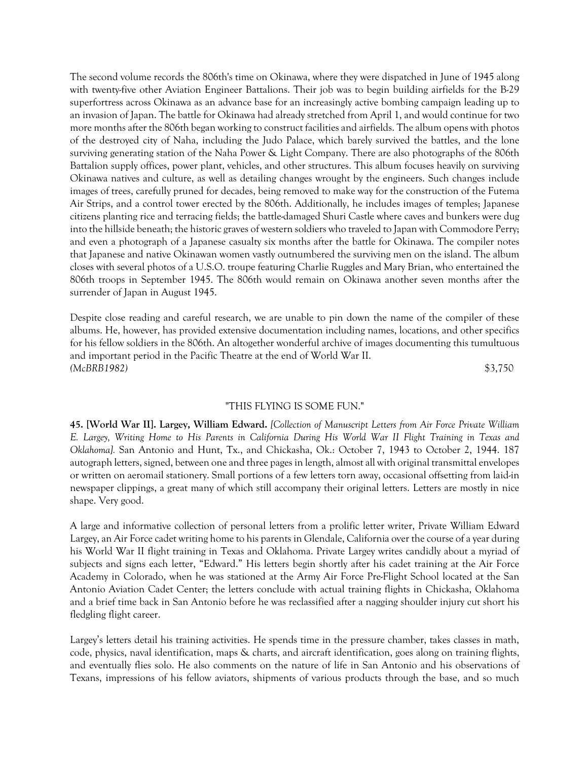The second volume records the 806th's time on Okinawa, where they were dispatched in June of 1945 along with twenty-five other Aviation Engineer Battalions. Their job was to begin building airfields for the B-29 superfortress across Okinawa as an advance base for an increasingly active bombing campaign leading up to an invasion of Japan. The battle for Okinawa had already stretched from April 1, and would continue for two more months after the 806th began working to construct facilities and airfields. The album opens with photos of the destroyed city of Naha, including the Judo Palace, which barely survived the battles, and the lone surviving generating station of the Naha Power & Light Company. There are also photographs of the 806th Battalion supply offices, power plant, vehicles, and other structures. This album focuses heavily on surviving Okinawa natives and culture, as well as detailing changes wrought by the engineers. Such changes include images of trees, carefully pruned for decades, being removed to make way for the construction of the Futema Air Strips, and a control tower erected by the 806th. Additionally, he includes images of temples; Japanese citizens planting rice and terracing fields; the battle-damaged Shuri Castle where caves and bunkers were dug into the hillside beneath; the historic graves of western soldiers who traveled to Japan with Commodore Perry; and even a photograph of a Japanese casualty six months after the battle for Okinawa. The compiler notes that Japanese and native Okinawan women vastly outnumbered the surviving men on the island. The album closes with several photos of a U.S.O. troupe featuring Charlie Ruggles and Mary Brian, who entertained the 806th troops in September 1945. The 806th would remain on Okinawa another seven months after the surrender of Japan in August 1945.

Despite close reading and careful research, we are unable to pin down the name of the compiler of these albums. He, however, has provided extensive documentation including names, locations, and other specifics for his fellow soldiers in the 806th. An altogether wonderful archive of images documenting this tumultuous and important period in the Pacific Theatre at the end of World War II.
*(McBRB1982)* $3,750

"THIS FLYING IS SOME FUN."

**45. [World War II]. Largey, William Edward.** *[Collection of Manuscript Letters from Air Force Private William E. Largey, Writing Home to His Parents in California During His World War II Flight Training in Texas and Oklahoma].* San Antonio and Hunt, Tx., and Chickasha, Ok.: October 7, 1943 to October 2, 1944. 187 autograph letters, signed, between one and three pages in length, almost all with original transmittal envelopes or written on aeromail stationery. Small portions of a few letters torn away, occasional offsetting from laid-in newspaper clippings, a great many of which still accompany their original letters. Letters are mostly in nice shape. Very good.

A large and informative collection of personal letters from a prolific letter writer, Private William Edward Largey, an Air Force cadet writing home to his parents in Glendale, California over the course of a year during his World War II flight training in Texas and Oklahoma. Private Largey writes candidly about a myriad of subjects and signs each letter, "Edward." His letters begin shortly after his cadet training at the Air Force Academy in Colorado, when he was stationed at the Army Air Force Pre-Flight School located at the San Antonio Aviation Cadet Center; the letters conclude with actual training flights in Chickasha, Oklahoma and a brief time back in San Antonio before he was reclassified after a nagging shoulder injury cut short his fledgling flight career.

Largey's letters detail his training activities. He spends time in the pressure chamber, takes classes in math, code, physics, naval identification, maps & charts, and aircraft identification, goes along on training flights, and eventually flies solo. He also comments on the nature of life in San Antonio and his observations of Texans, impressions of his fellow aviators, shipments of various products through the base, and so much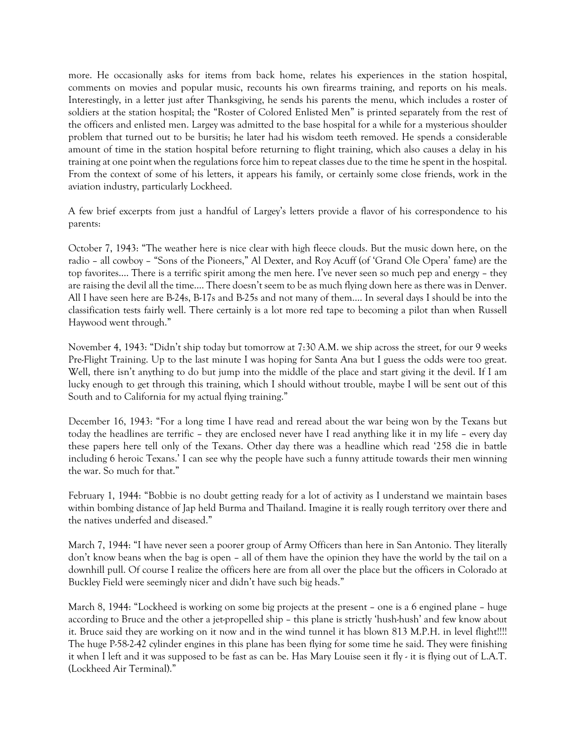more. He occasionally asks for items from back home, relates his experiences in the station hospital, comments on movies and popular music, recounts his own firearms training, and reports on his meals. Interestingly, in a letter just after Thanksgiving, he sends his parents the menu, which includes a roster of soldiers at the station hospital; the "Roster of Colored Enlisted Men" is printed separately from the rest of the officers and enlisted men. Largey was admitted to the base hospital for a while for a mysterious shoulder problem that turned out to be bursitis; he later had his wisdom teeth removed. He spends a considerable amount of time in the station hospital before returning to flight training, which also causes a delay in his training at one point when the regulations force him to repeat classes due to the time he spent in the hospital. From the context of some of his letters, it appears his family, or certainly some close friends, work in the aviation industry, particularly Lockheed.

A few brief excerpts from just a handful of Largey's letters provide a flavor of his correspondence to his parents:

October 7, 1943: "The weather here is nice clear with high fleece clouds. But the music down here, on the radio – all cowboy – "Sons of the Pioneers," Al Dexter, and Roy Acuff (of 'Grand Ole Opera' fame) are the top favorites.... There is a terrific spirit among the men here. I've never seen so much pep and energy – they are raising the devil all the time.... There doesn't seem to be as much flying down here as there was in Denver. All I have seen here are B-24s, B-17s and B-25s and not many of them.... In several days I should be into the classification tests fairly well. There certainly is a lot more red tape to becoming a pilot than when Russell Haywood went through."

November 4, 1943: "Didn't ship today but tomorrow at 7:30 A.M. we ship across the street, for our 9 weeks Pre-Flight Training. Up to the last minute I was hoping for Santa Ana but I guess the odds were too great. Well, there isn't anything to do but jump into the middle of the place and start giving it the devil. If I am lucky enough to get through this training, which I should without trouble, maybe I will be sent out of this South and to California for my actual flying training."

December 16, 1943: "For a long time I have read and reread about the war being won by the Texans but today the headlines are terrific – they are enclosed never have I read anything like it in my life – every day these papers here tell only of the Texans. Other day there was a headline which read '258 die in battle including 6 heroic Texans.' I can see why the people have such a funny attitude towards their men winning the war. So much for that."

February 1, 1944: "Bobbie is no doubt getting ready for a lot of activity as I understand we maintain bases within bombing distance of Jap held Burma and Thailand. Imagine it is really rough territory over there and the natives underfed and diseased."

March 7, 1944: "I have never seen a poorer group of Army Officers than here in San Antonio. They literally don't know beans when the bag is open – all of them have the opinion they have the world by the tail on a downhill pull. Of course I realize the officers here are from all over the place but the officers in Colorado at Buckley Field were seemingly nicer and didn't have such big heads."

March 8, 1944: "Lockheed is working on some big projects at the present – one is a 6 engined plane – huge according to Bruce and the other a jet-propelled ship – this plane is strictly 'hush-hush' and few know about it. Bruce said they are working on it now and in the wind tunnel it has blown 813 M.P.H. in level flight!!!! The huge P-58-2-42 cylinder engines in this plane has been flying for some time he said. They were finishing it when I left and it was supposed to be fast as can be. Has Mary Louise seen it fly - it is flying out of L.A.T. (Lockheed Air Terminal)."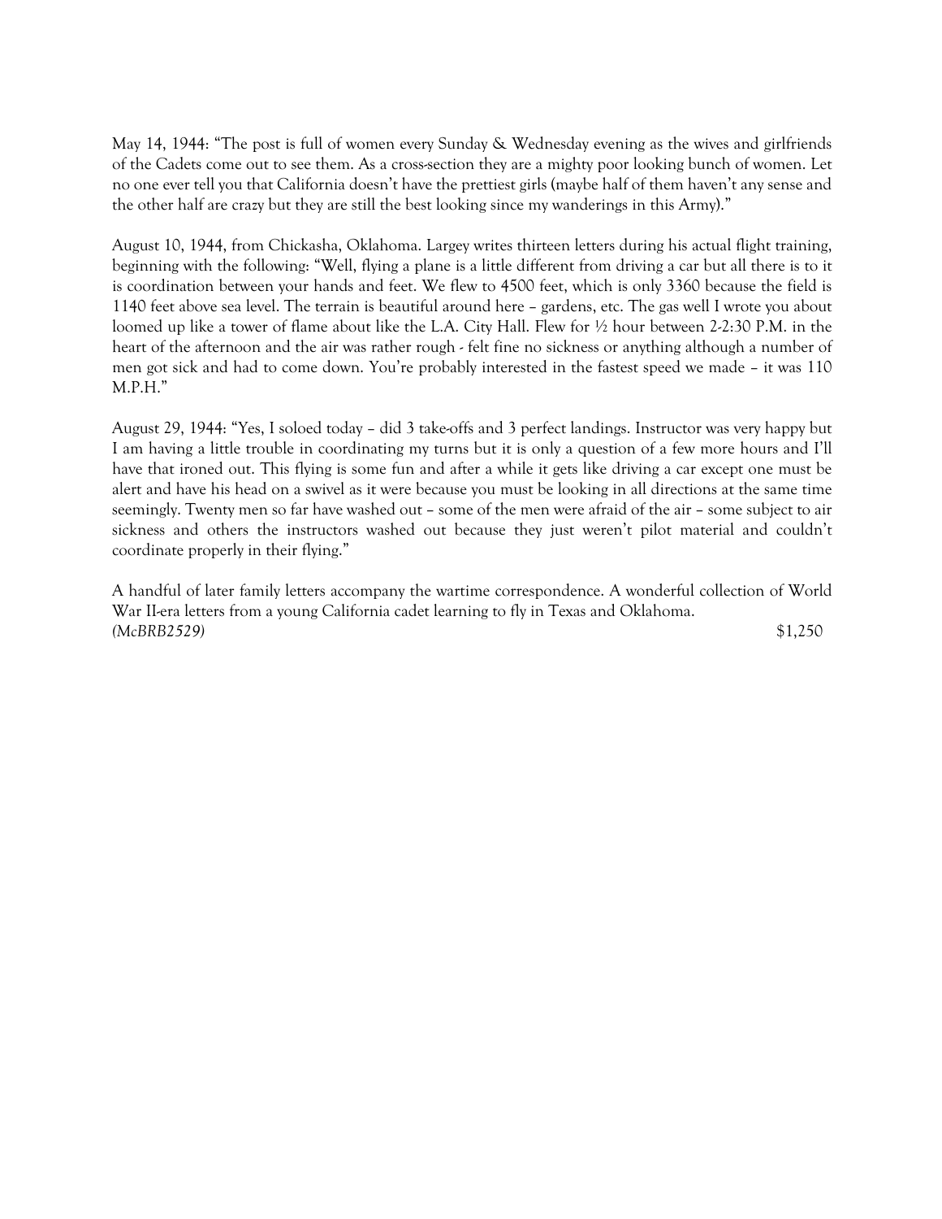May 14, 1944: "The post is full of women every Sunday & Wednesday evening as the wives and girlfriends of the Cadets come out to see them. As a cross-section they are a mighty poor looking bunch of women. Let no one ever tell you that California doesn't have the prettiest girls (maybe half of them haven't any sense and the other half are crazy but they are still the best looking since my wanderings in this Army)."

August 10, 1944, from Chickasha, Oklahoma. Largey writes thirteen letters during his actual flight training, beginning with the following: "Well, flying a plane is a little different from driving a car but all there is to it is coordination between your hands and feet. We flew to 4500 feet, which is only 3360 because the field is 1140 feet above sea level. The terrain is beautiful around here – gardens, etc. The gas well I wrote you about loomed up like a tower of flame about like the L.A. City Hall. Flew for ½ hour between 2-2:30 P.M. in the heart of the afternoon and the air was rather rough - felt fine no sickness or anything although a number of men got sick and had to come down. You're probably interested in the fastest speed we made – it was 110 M.P.H."

August 29, 1944: "Yes, I soloed today – did 3 take-offs and 3 perfect landings. Instructor was very happy but I am having a little trouble in coordinating my turns but it is only a question of a few more hours and I'll have that ironed out. This flying is some fun and after a while it gets like driving a car except one must be alert and have his head on a swivel as it were because you must be looking in all directions at the same time seemingly. Twenty men so far have washed out – some of the men were afraid of the air – some subject to air sickness and others the instructors washed out because they just weren't pilot material and couldn't coordinate properly in their flying."

A handful of later family letters accompany the wartime correspondence. A wonderful collection of World War II-era letters from a young California cadet learning to fly in Texas and Oklahoma.

*(McBRB2529)* $1,250